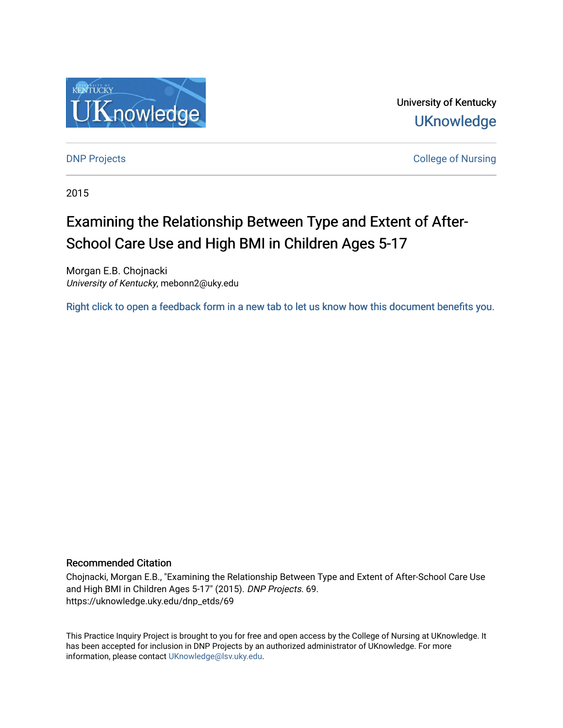University of Kentucky

UKnowledge

DNP Projects

College of Nursing

2015

# Examining the Relationship Between Type and Extent of After-School Care Use and High BMI in Children Ages 5-17

Morgan E.B. Chojnacki
*University of Kentucky*, mebonn2@uky.edu

Right click to open a feedback form in a new tab to let us know how this document benefits you.

### Recommended Citation

Chojnacki, Morgan E.B., "Examining the Relationship Between Type and Extent of After-School Care Use and High BMI in Children Ages 5-17" (2015). *DNP Projects*. 69.
https://uknowledge.uky.edu/dnp_etds/69

This Practice Inquiry Project is brought to you for free and open access by the College of Nursing at UKnowledge. It has been accepted for inclusion in DNP Projects by an authorized administrator of UKnowledge. For more information, please contact UKnowledge@lsv.uky.edu.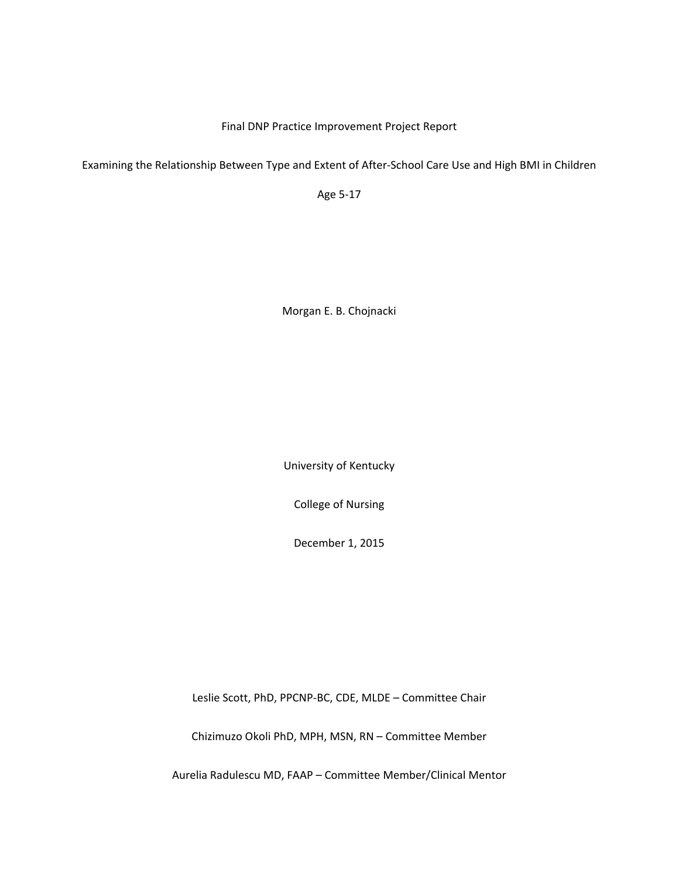Final DNP Practice Improvement Project Report

Examining the Relationship Between Type and Extent of After-School Care Use and High BMI in Children Age 5-17

Morgan E. B. Chojnacki

University of Kentucky

College of Nursing

December 1, 2015

Leslie Scott, PhD, PPCNP-BC, CDE, MLDE – Committee Chair

Chizimuzo Okoli PhD, MPH, MSN, RN – Committee Member

Aurelia Radulescu MD, FAAP – Committee Member/Clinical Mentor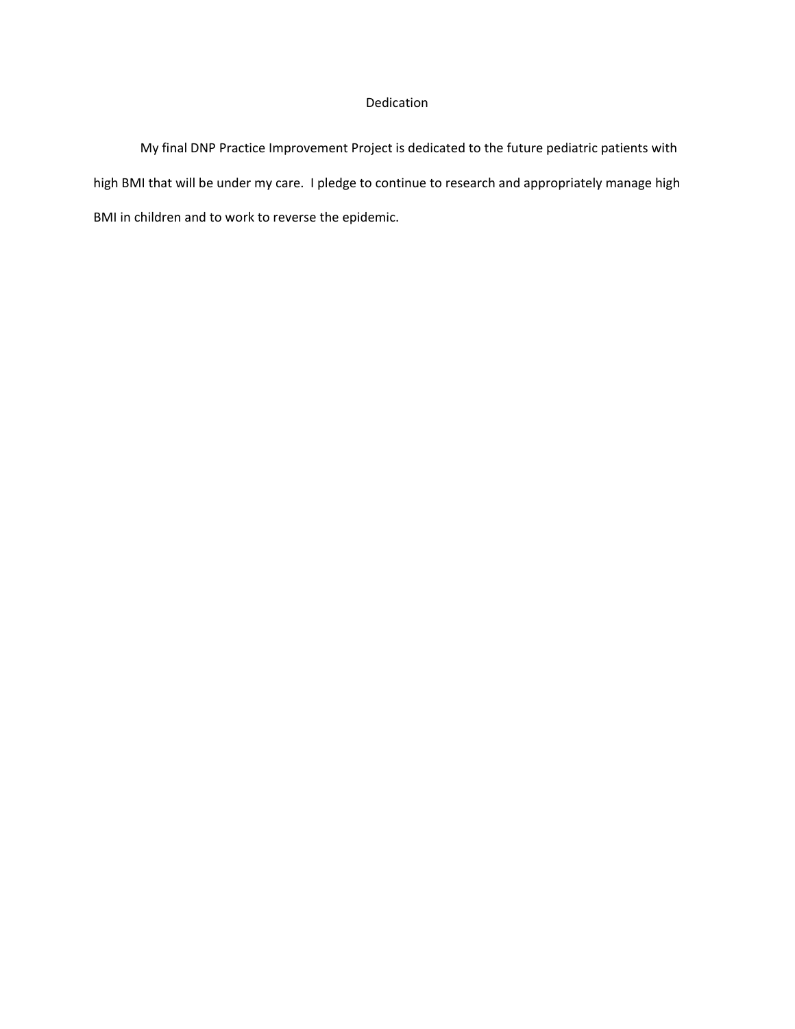# Dedication

My final DNP Practice Improvement Project is dedicated to the future pediatric patients with high BMI that will be under my care. I pledge to continue to research and appropriately manage high BMI in children and to work to reverse the epidemic.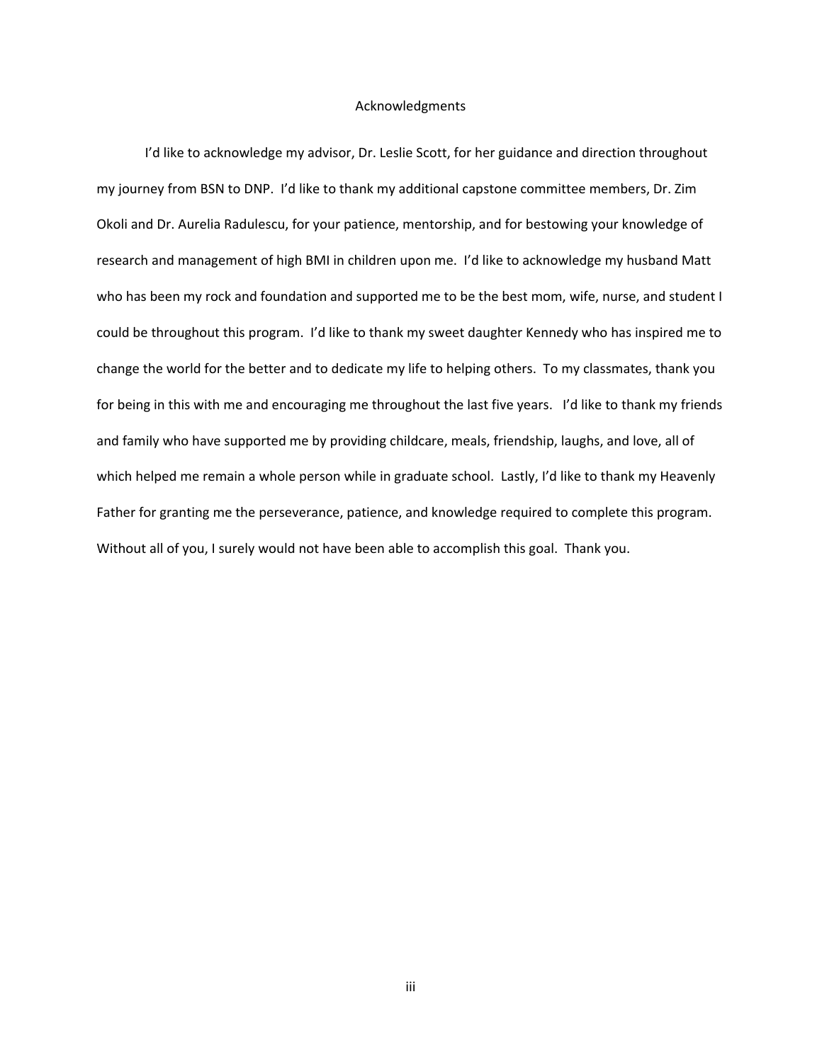# Acknowledgments

I'd like to acknowledge my advisor, Dr. Leslie Scott, for her guidance and direction throughout my journey from BSN to DNP. I'd like to thank my additional capstone committee members, Dr. Zim Okoli and Dr. Aurelia Radulescu, for your patience, mentorship, and for bestowing your knowledge of research and management of high BMI in children upon me. I'd like to acknowledge my husband Matt who has been my rock and foundation and supported me to be the best mom, wife, nurse, and student I could be throughout this program. I'd like to thank my sweet daughter Kennedy who has inspired me to change the world for the better and to dedicate my life to helping others. To my classmates, thank you for being in this with me and encouraging me throughout the last five years. I'd like to thank my friends and family who have supported me by providing childcare, meals, friendship, laughs, and love, all of which helped me remain a whole person while in graduate school. Lastly, I'd like to thank my Heavenly Father for granting me the perseverance, patience, and knowledge required to complete this program. Without all of you, I surely would not have been able to accomplish this goal. Thank you.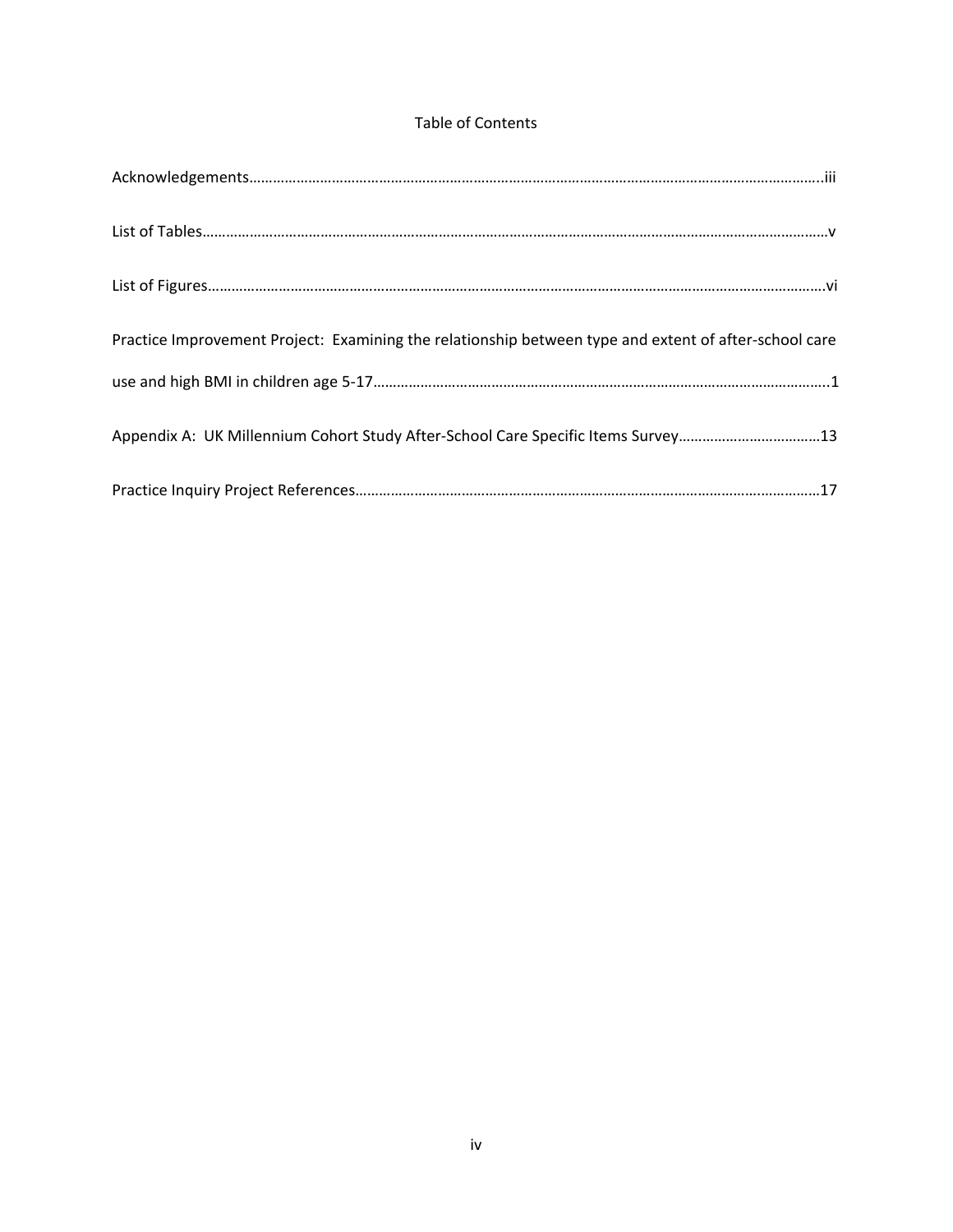# Table of Contents

Acknowledgements……………………………………………………………………………………………………………………………..iii

List of Tables………………………………………………………………………………………………………………………………………v

List of Figures…………………………………………………………………………………………………………………………………….vi

Practice Improvement Project: Examining the relationship between type and extent of after-school care use and high BMI in children age 5-17……………………………………………………………………………………………………..1

Appendix A: UK Millennium Cohort Study After-School Care Specific Items Survey………………………………13

Practice Inquiry Project References…………………………………………………………………………………………………17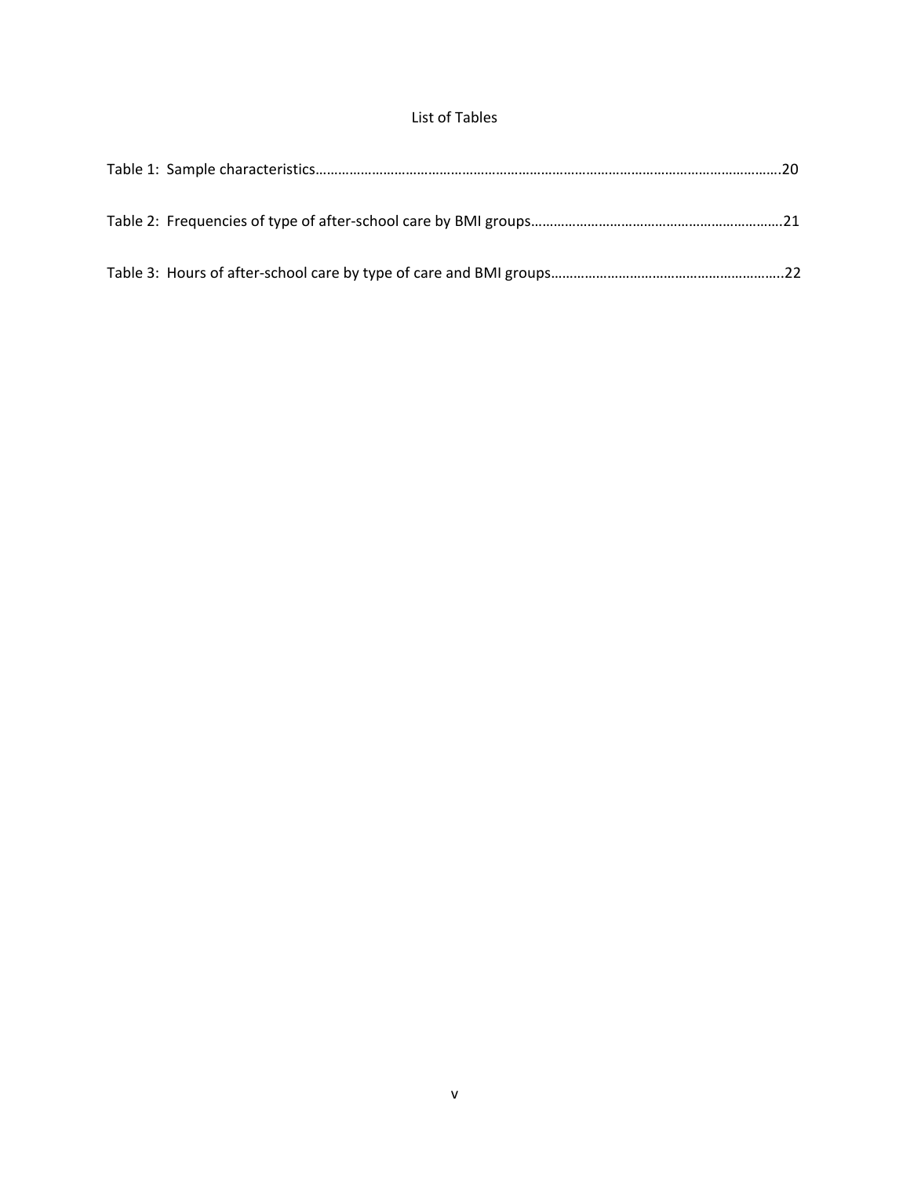# List of Tables

Table 1: Sample characteristics……………………………………………………………………………………………………….20

Table 2: Frequencies of type of after-school care by BMI groups…………………………………………………………21

Table 3: Hours of after-school care by type of care and BMI groups……………………………………………………..22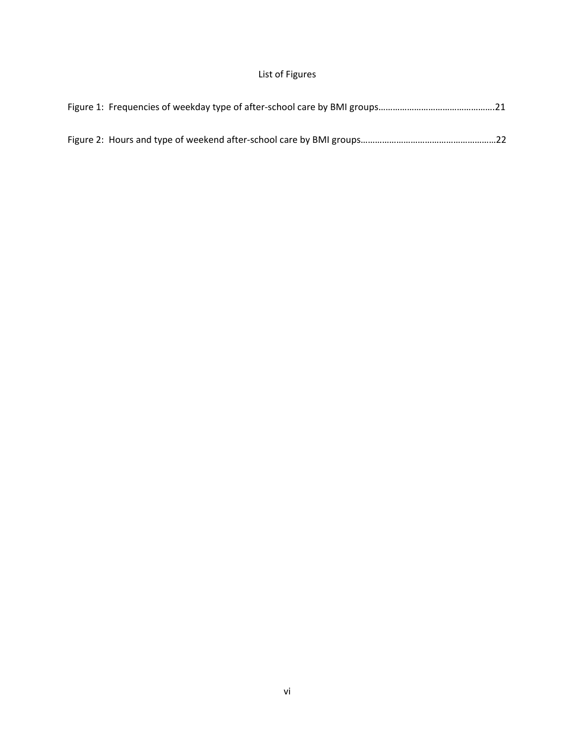# List of Figures

Figure 1: Frequencies of weekday type of after-school care by BMI groups……………………………………….21

Figure 2: Hours and type of weekend after-school care by BMI groups…………………………………………….22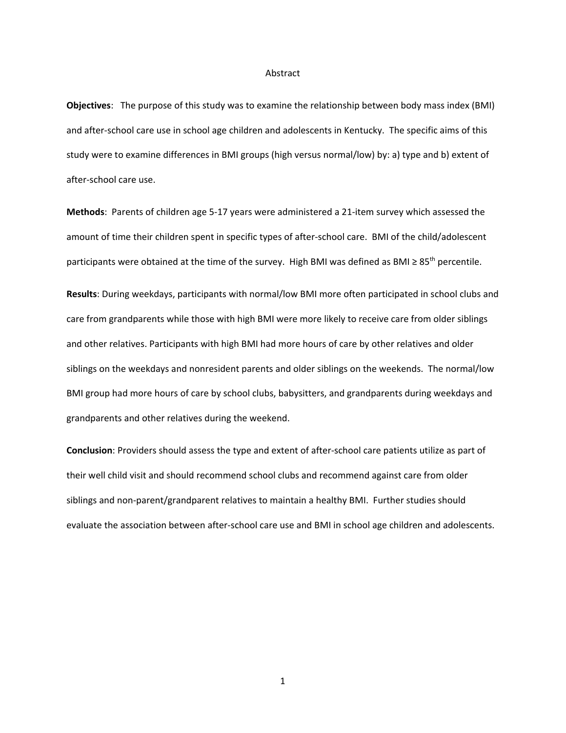# Abstract

**Objectives**: The purpose of this study was to examine the relationship between body mass index (BMI) and after-school care use in school age children and adolescents in Kentucky. The specific aims of this study were to examine differences in BMI groups (high versus normal/low) by: a) type and b) extent of after-school care use.

**Methods**: Parents of children age 5-17 years were administered a 21-item survey which assessed the amount of time their children spent in specific types of after-school care. BMI of the child/adolescent participants were obtained at the time of the survey. High BMI was defined as BMI ≥ $85^{th}$ percentile.

**Results**: During weekdays, participants with normal/low BMI more often participated in school clubs and care from grandparents while those with high BMI were more likely to receive care from older siblings and other relatives. Participants with high BMI had more hours of care by other relatives and older siblings on the weekdays and nonresident parents and older siblings on the weekends. The normal/low BMI group had more hours of care by school clubs, babysitters, and grandparents during weekdays and grandparents and other relatives during the weekend.

**Conclusion**: Providers should assess the type and extent of after-school care patients utilize as part of their well child visit and should recommend school clubs and recommend against care from older siblings and non-parent/grandparent relatives to maintain a healthy BMI. Further studies should evaluate the association between after-school care use and BMI in school age children and adolescents.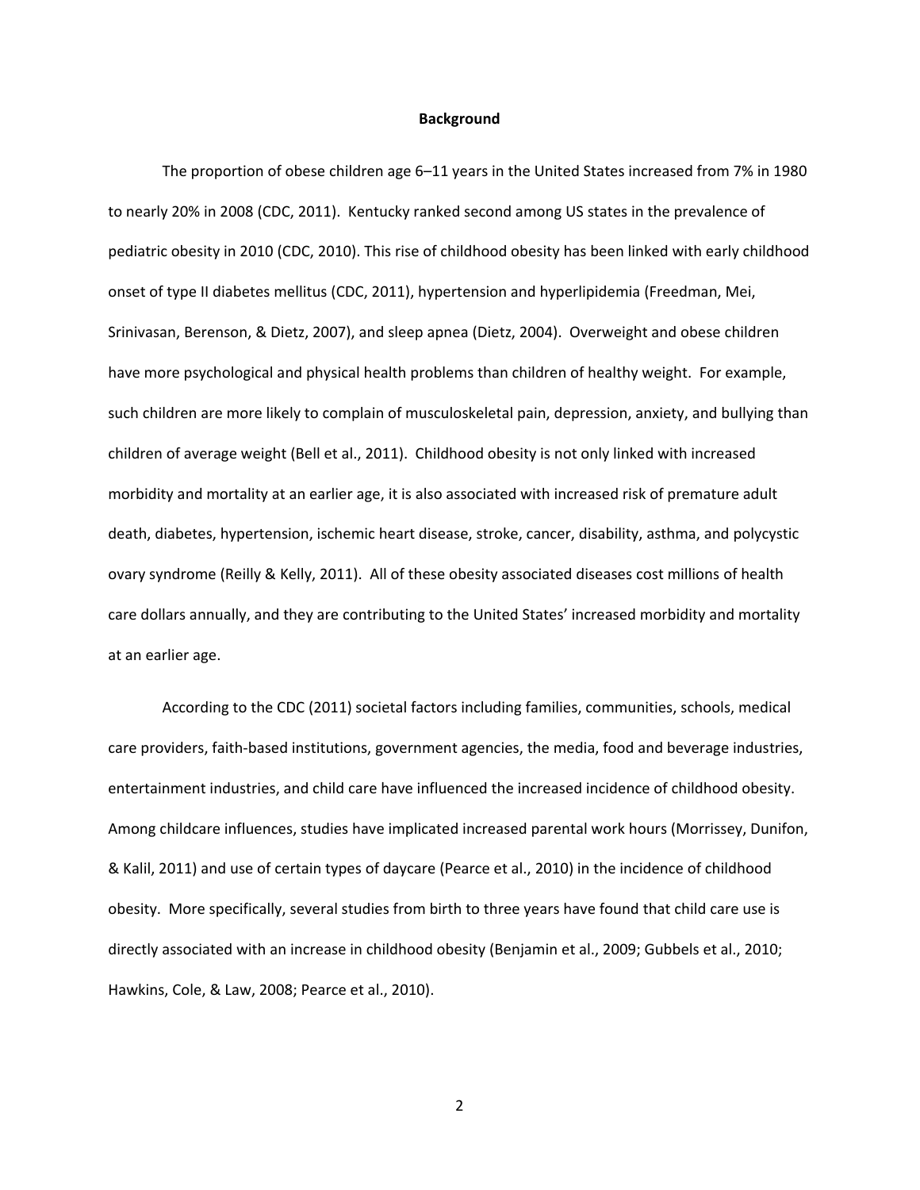## Background

The proportion of obese children age 6–11 years in the United States increased from 7% in 1980 to nearly 20% in 2008 (CDC, 2011). Kentucky ranked second among US states in the prevalence of pediatric obesity in 2010 (CDC, 2010). This rise of childhood obesity has been linked with early childhood onset of type II diabetes mellitus (CDC, 2011), hypertension and hyperlipidemia (Freedman, Mei, Srinivasan, Berenson, & Dietz, 2007), and sleep apnea (Dietz, 2004). Overweight and obese children have more psychological and physical health problems than children of healthy weight. For example, such children are more likely to complain of musculoskeletal pain, depression, anxiety, and bullying than children of average weight (Bell et al., 2011). Childhood obesity is not only linked with increased morbidity and mortality at an earlier age, it is also associated with increased risk of premature adult death, diabetes, hypertension, ischemic heart disease, stroke, cancer, disability, asthma, and polycystic ovary syndrome (Reilly & Kelly, 2011). All of these obesity associated diseases cost millions of health care dollars annually, and they are contributing to the United States' increased morbidity and mortality at an earlier age.

According to the CDC (2011) societal factors including families, communities, schools, medical care providers, faith-based institutions, government agencies, the media, food and beverage industries, entertainment industries, and child care have influenced the increased incidence of childhood obesity. Among childcare influences, studies have implicated increased parental work hours (Morrissey, Dunifon, & Kalil, 2011) and use of certain types of daycare (Pearce et al., 2010) in the incidence of childhood obesity. More specifically, several studies from birth to three years have found that child care use is directly associated with an increase in childhood obesity (Benjamin et al., 2009; Gubbels et al., 2010; Hawkins, Cole, & Law, 2008; Pearce et al., 2010).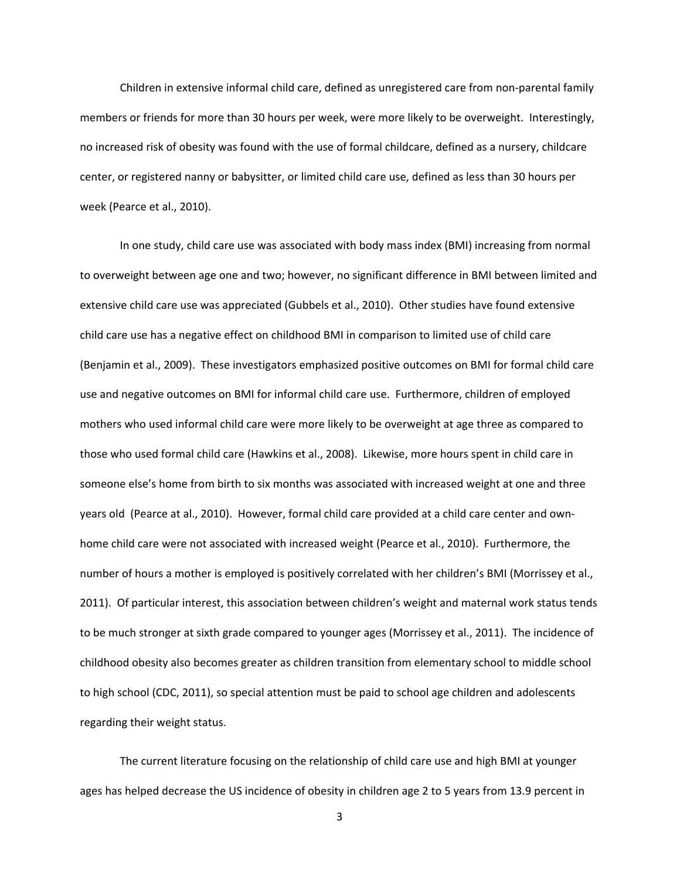Children in extensive informal child care, defined as unregistered care from non-parental family members or friends for more than 30 hours per week, were more likely to be overweight. Interestingly, no increased risk of obesity was found with the use of formal childcare, defined as a nursery, childcare center, or registered nanny or babysitter, or limited child care use, defined as less than 30 hours per week (Pearce et al., 2010).

In one study, child care use was associated with body mass index (BMI) increasing from normal to overweight between age one and two; however, no significant difference in BMI between limited and extensive child care use was appreciated (Gubbels et al., 2010). Other studies have found extensive child care use has a negative effect on childhood BMI in comparison to limited use of child care (Benjamin et al., 2009). These investigators emphasized positive outcomes on BMI for formal child care use and negative outcomes on BMI for informal child care use. Furthermore, children of employed mothers who used informal child care were more likely to be overweight at age three as compared to those who used formal child care (Hawkins et al., 2008). Likewise, more hours spent in child care in someone else's home from birth to six months was associated with increased weight at one and three years old (Pearce at al., 2010). However, formal child care provided at a child care center and own-home child care were not associated with increased weight (Pearce et al., 2010). Furthermore, the number of hours a mother is employed is positively correlated with her children's BMI (Morrissey et al., 2011). Of particular interest, this association between children's weight and maternal work status tends to be much stronger at sixth grade compared to younger ages (Morrissey et al., 2011). The incidence of childhood obesity also becomes greater as children transition from elementary school to middle school to high school (CDC, 2011), so special attention must be paid to school age children and adolescents regarding their weight status.

The current literature focusing on the relationship of child care use and high BMI at younger ages has helped decrease the US incidence of obesity in children age 2 to 5 years from 13.9 percent in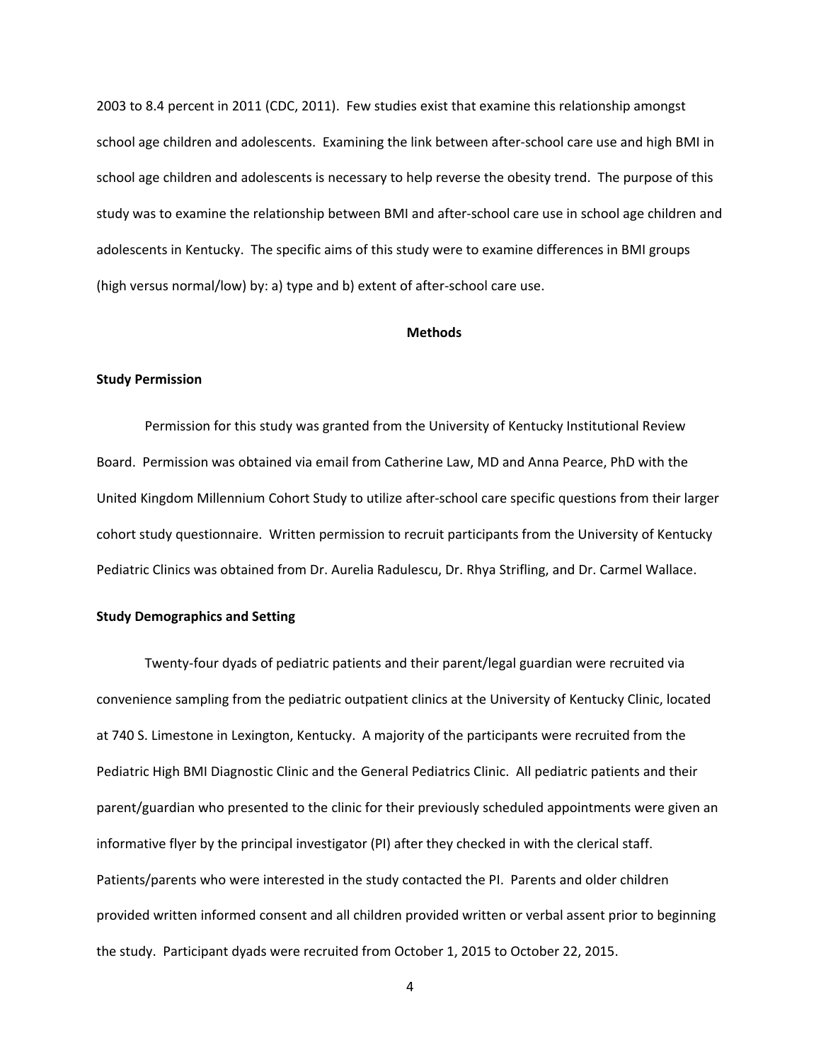2003 to 8.4 percent in 2011 (CDC, 2011). Few studies exist that examine this relationship amongst school age children and adolescents. Examining the link between after-school care use and high BMI in school age children and adolescents is necessary to help reverse the obesity trend. The purpose of this study was to examine the relationship between BMI and after-school care use in school age children and adolescents in Kentucky. The specific aims of this study were to examine differences in BMI groups (high versus normal/low) by: a) type and b) extent of after-school care use.

## Methods

### Study Permission

Permission for this study was granted from the University of Kentucky Institutional Review Board. Permission was obtained via email from Catherine Law, MD and Anna Pearce, PhD with the United Kingdom Millennium Cohort Study to utilize after-school care specific questions from their larger cohort study questionnaire. Written permission to recruit participants from the University of Kentucky Pediatric Clinics was obtained from Dr. Aurelia Radulescu, Dr. Rhya Strifling, and Dr. Carmel Wallace.

### Study Demographics and Setting

Twenty-four dyads of pediatric patients and their parent/legal guardian were recruited via convenience sampling from the pediatric outpatient clinics at the University of Kentucky Clinic, located at 740 S. Limestone in Lexington, Kentucky. A majority of the participants were recruited from the Pediatric High BMI Diagnostic Clinic and the General Pediatrics Clinic. All pediatric patients and their parent/guardian who presented to the clinic for their previously scheduled appointments were given an informative flyer by the principal investigator (PI) after they checked in with the clerical staff. Patients/parents who were interested in the study contacted the PI. Parents and older children provided written informed consent and all children provided written or verbal assent prior to beginning the study. Participant dyads were recruited from October 1, 2015 to October 22, 2015.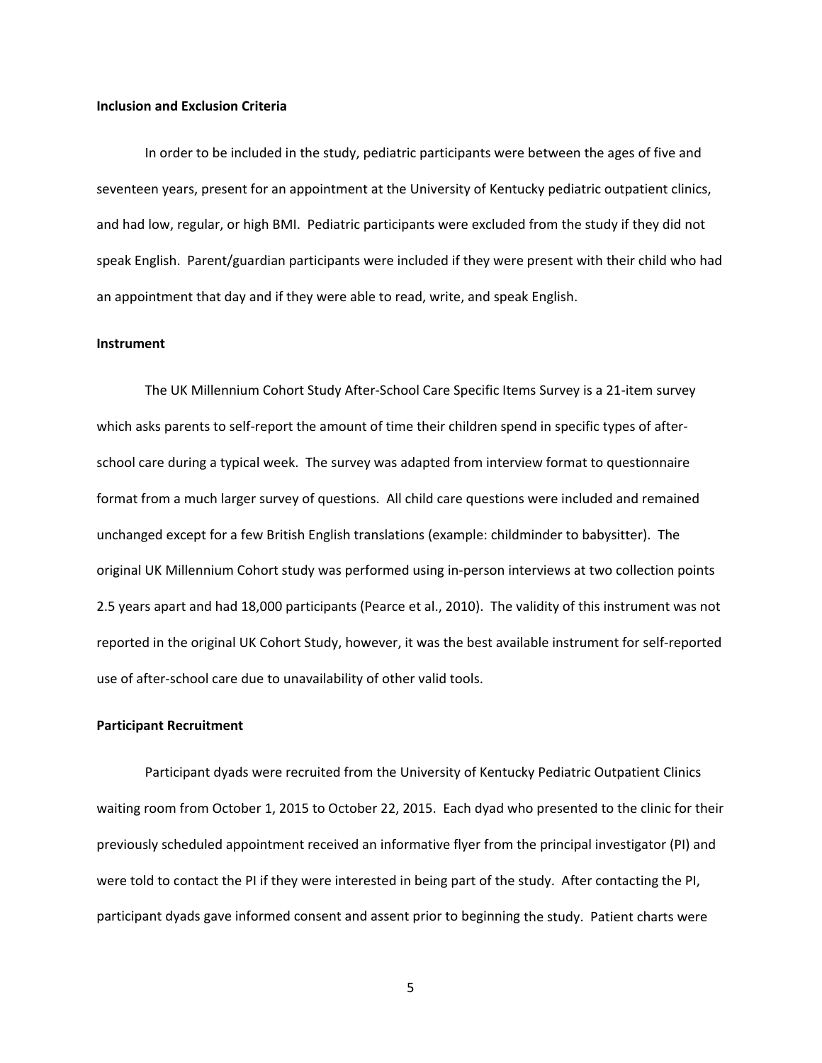**Inclusion and Exclusion Criteria**

In order to be included in the study, pediatric participants were between the ages of five and seventeen years, present for an appointment at the University of Kentucky pediatric outpatient clinics, and had low, regular, or high BMI. Pediatric participants were excluded from the study if they did not speak English. Parent/guardian participants were included if they were present with their child who had an appointment that day and if they were able to read, write, and speak English.

**Instrument**

The UK Millennium Cohort Study After-School Care Specific Items Survey is a 21-item survey which asks parents to self-report the amount of time their children spend in specific types of after-school care during a typical week. The survey was adapted from interview format to questionnaire format from a much larger survey of questions. All child care questions were included and remained unchanged except for a few British English translations (example: childminder to babysitter). The original UK Millennium Cohort study was performed using in-person interviews at two collection points 2.5 years apart and had 18,000 participants (Pearce et al., 2010). The validity of this instrument was not reported in the original UK Cohort Study, however, it was the best available instrument for self-reported use of after-school care due to unavailability of other valid tools.

**Participant Recruitment**

Participant dyads were recruited from the University of Kentucky Pediatric Outpatient Clinics waiting room from October 1, 2015 to October 22, 2015. Each dyad who presented to the clinic for their previously scheduled appointment received an informative flyer from the principal investigator (PI) and were told to contact the PI if they were interested in being part of the study. After contacting the PI, participant dyads gave informed consent and assent prior to beginning the study. Patient charts were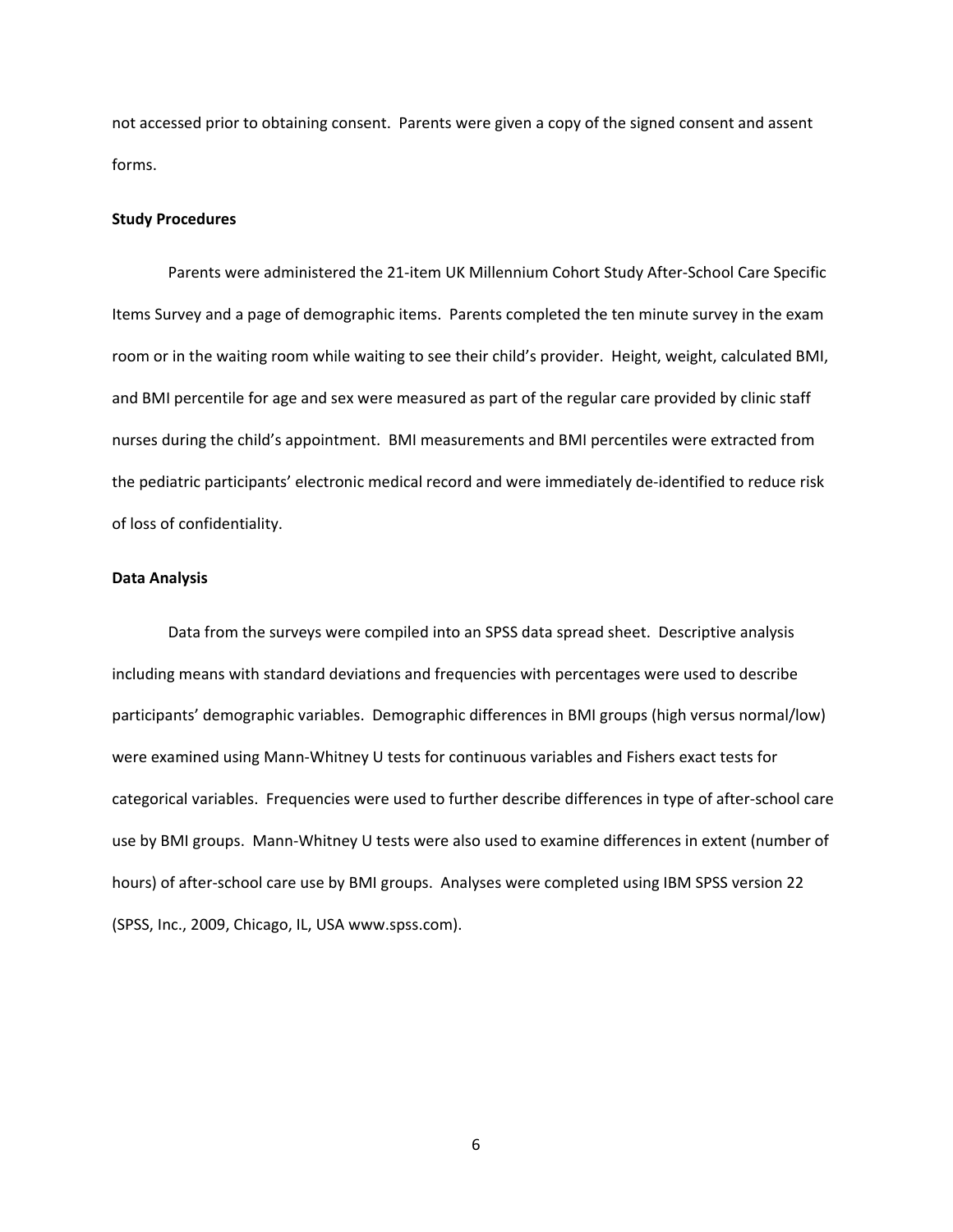not accessed prior to obtaining consent. Parents were given a copy of the signed consent and assent forms.

**Study Procedures**

Parents were administered the 21-item UK Millennium Cohort Study After-School Care Specific Items Survey and a page of demographic items. Parents completed the ten minute survey in the exam room or in the waiting room while waiting to see their child's provider. Height, weight, calculated BMI, and BMI percentile for age and sex were measured as part of the regular care provided by clinic staff nurses during the child's appointment. BMI measurements and BMI percentiles were extracted from the pediatric participants' electronic medical record and were immediately de-identified to reduce risk of loss of confidentiality.

**Data Analysis**

Data from the surveys were compiled into an SPSS data spread sheet. Descriptive analysis including means with standard deviations and frequencies with percentages were used to describe participants' demographic variables. Demographic differences in BMI groups (high versus normal/low) were examined using Mann-Whitney U tests for continuous variables and Fishers exact tests for categorical variables. Frequencies were used to further describe differences in type of after-school care use by BMI groups. Mann-Whitney U tests were also used to examine differences in extent (number of hours) of after-school care use by BMI groups. Analyses were completed using IBM SPSS version 22 (SPSS, Inc., 2009, Chicago, IL, USA www.spss.com).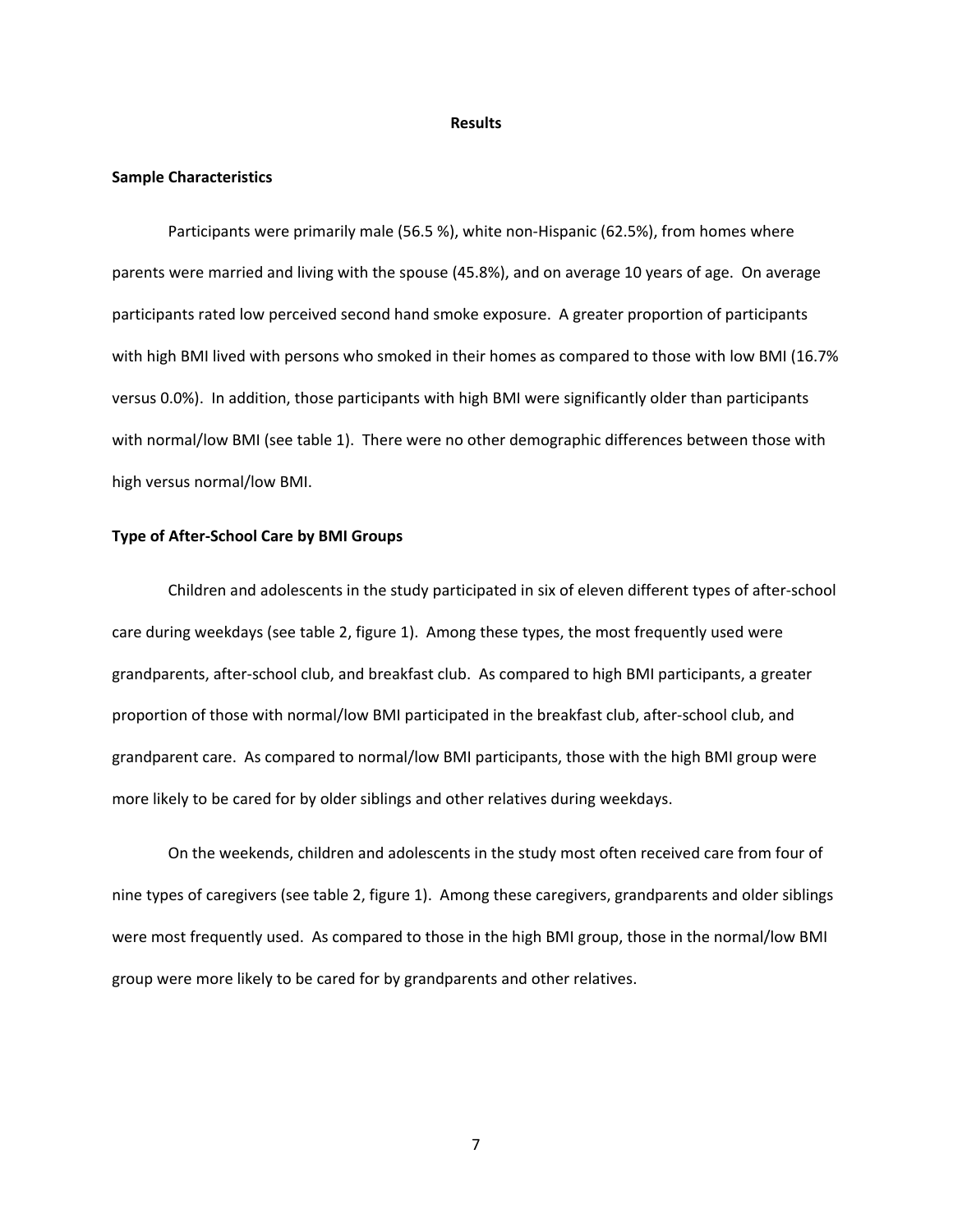# Results

## Sample Characteristics

Participants were primarily male (56.5 %), white non-Hispanic (62.5%), from homes where parents were married and living with the spouse (45.8%), and on average 10 years of age. On average participants rated low perceived second hand smoke exposure. A greater proportion of participants with high BMI lived with persons who smoked in their homes as compared to those with low BMI (16.7% versus 0.0%). In addition, those participants with high BMI were significantly older than participants with normal/low BMI (see table 1). There were no other demographic differences between those with high versus normal/low BMI.

## Type of After-School Care by BMI Groups

Children and adolescents in the study participated in six of eleven different types of after-school care during weekdays (see table 2, figure 1). Among these types, the most frequently used were grandparents, after-school club, and breakfast club. As compared to high BMI participants, a greater proportion of those with normal/low BMI participated in the breakfast club, after-school club, and grandparent care. As compared to normal/low BMI participants, those with the high BMI group were more likely to be cared for by older siblings and other relatives during weekdays.

On the weekends, children and adolescents in the study most often received care from four of nine types of caregivers (see table 2, figure 1). Among these caregivers, grandparents and older siblings were most frequently used. As compared to those in the high BMI group, those in the normal/low BMI group were more likely to be cared for by grandparents and other relatives.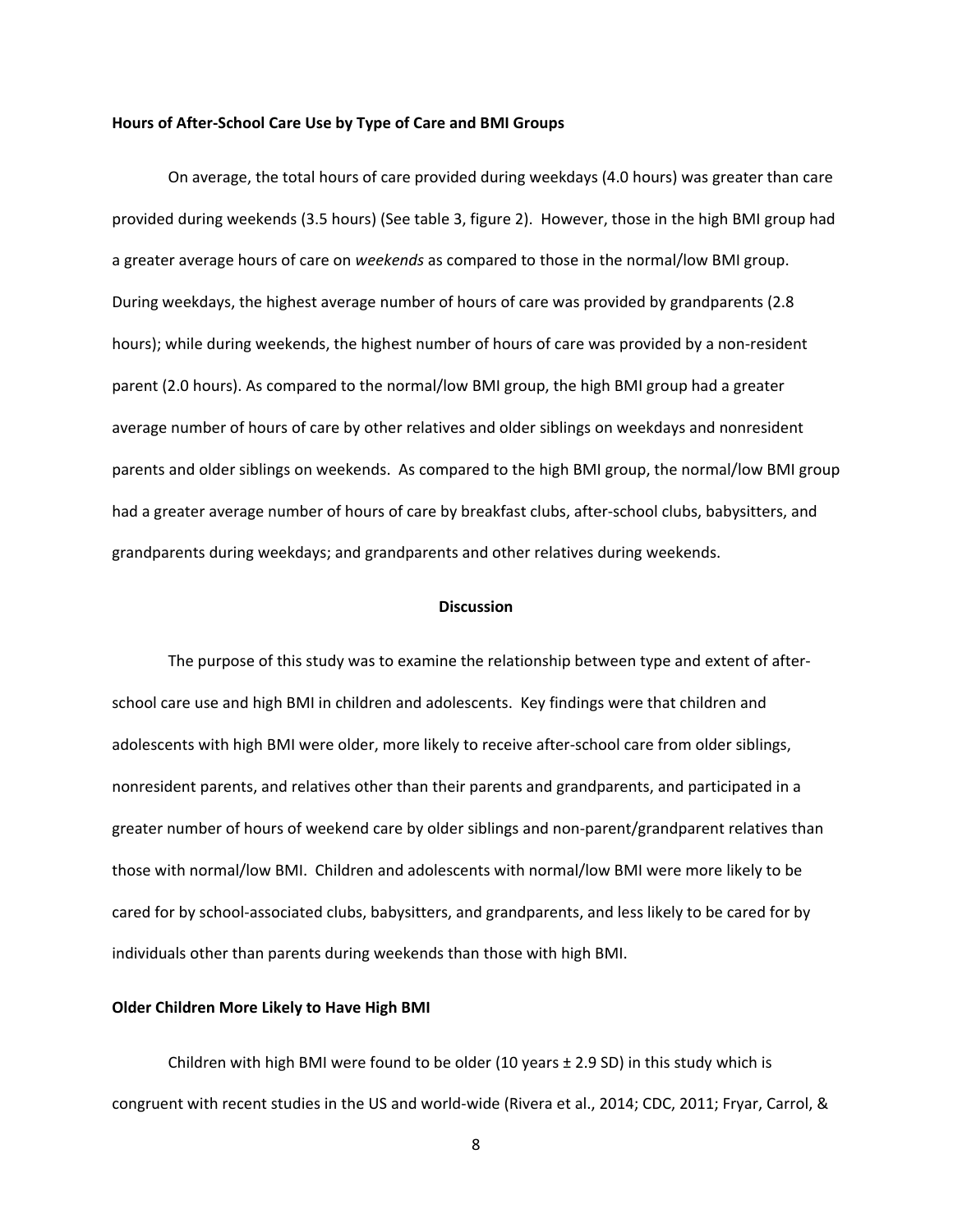**Hours of After-School Care Use by Type of Care and BMI Groups**

On average, the total hours of care provided during weekdays (4.0 hours) was greater than care provided during weekends (3.5 hours) (See table 3, figure 2). However, those in the high BMI group had a greater average hours of care on *weekends* as compared to those in the normal/low BMI group. During weekdays, the highest average number of hours of care was provided by grandparents (2.8 hours); while during weekends, the highest number of hours of care was provided by a non-resident parent (2.0 hours). As compared to the normal/low BMI group, the high BMI group had a greater average number of hours of care by other relatives and older siblings on weekdays and nonresident parents and older siblings on weekends. As compared to the high BMI group, the normal/low BMI group had a greater average number of hours of care by breakfast clubs, after-school clubs, babysitters, and grandparents during weekdays; and grandparents and other relatives during weekends.

## Discussion

The purpose of this study was to examine the relationship between type and extent of after-school care use and high BMI in children and adolescents. Key findings were that children and adolescents with high BMI were older, more likely to receive after-school care from older siblings, nonresident parents, and relatives other than their parents and grandparents, and participated in a greater number of hours of weekend care by older siblings and non-parent/grandparent relatives than those with normal/low BMI. Children and adolescents with normal/low BMI were more likely to be cared for by school-associated clubs, babysitters, and grandparents, and less likely to be cared for by individuals other than parents during weekends than those with high BMI.

**Older Children More Likely to Have High BMI**

Children with high BMI were found to be older (10 years ± 2.9 SD) in this study which is congruent with recent studies in the US and world-wide (Rivera et al., 2014; CDC, 2011; Fryar, Carrol, &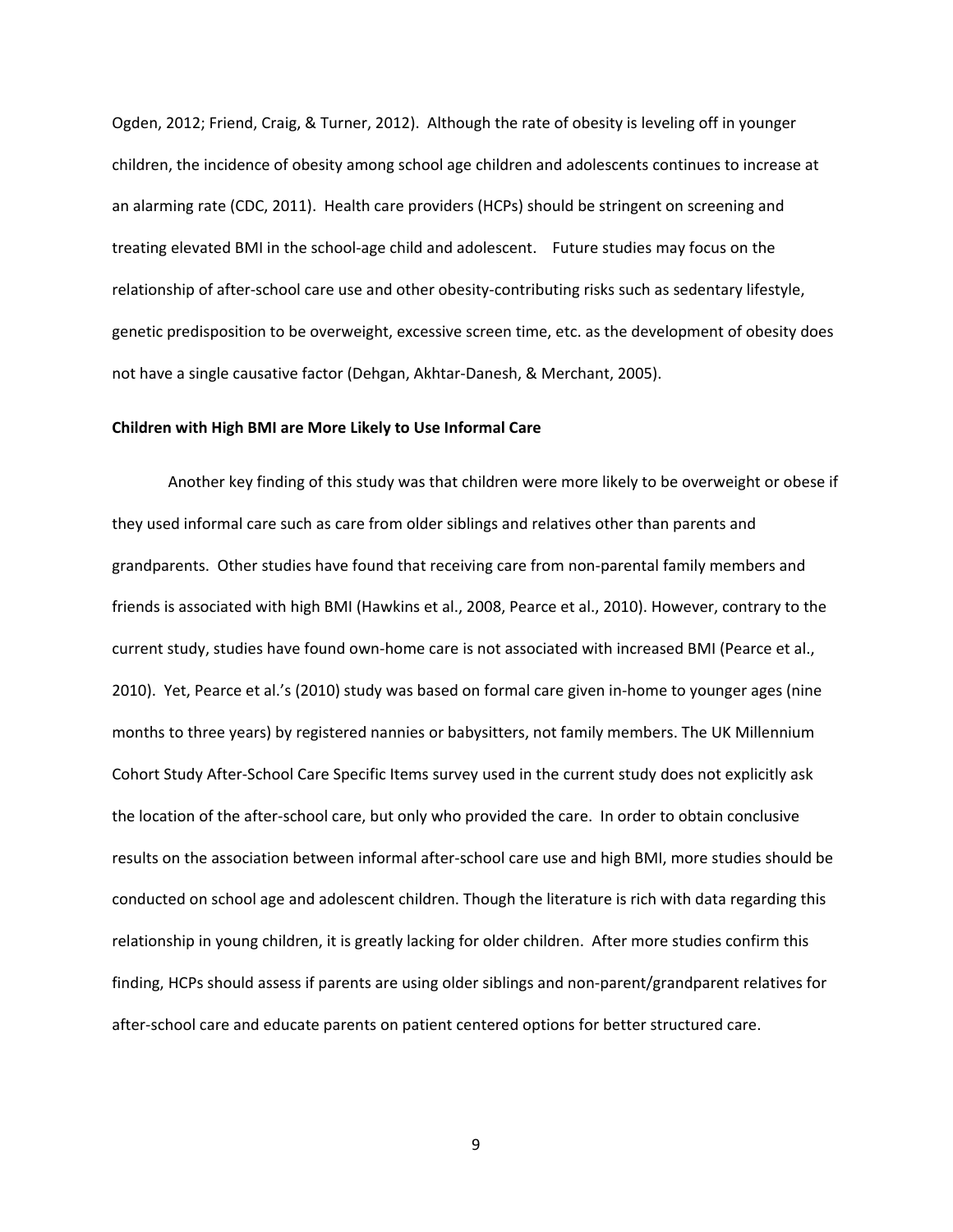Ogden, 2012; Friend, Craig, & Turner, 2012). Although the rate of obesity is leveling off in younger children, the incidence of obesity among school age children and adolescents continues to increase at an alarming rate (CDC, 2011). Health care providers (HCPs) should be stringent on screening and treating elevated BMI in the school-age child and adolescent. Future studies may focus on the relationship of after-school care use and other obesity-contributing risks such as sedentary lifestyle, genetic predisposition to be overweight, excessive screen time, etc. as the development of obesity does not have a single causative factor (Dehgan, Akhtar-Danesh, & Merchant, 2005).

**Children with High BMI are More Likely to Use Informal Care**

Another key finding of this study was that children were more likely to be overweight or obese if they used informal care such as care from older siblings and relatives other than parents and grandparents. Other studies have found that receiving care from non-parental family members and friends is associated with high BMI (Hawkins et al., 2008, Pearce et al., 2010). However, contrary to the current study, studies have found own-home care is not associated with increased BMI (Pearce et al., 2010). Yet, Pearce et al.'s (2010) study was based on formal care given in-home to younger ages (nine months to three years) by registered nannies or babysitters, not family members. The UK Millennium Cohort Study After-School Care Specific Items survey used in the current study does not explicitly ask the location of the after-school care, but only who provided the care. In order to obtain conclusive results on the association between informal after-school care use and high BMI, more studies should be conducted on school age and adolescent children. Though the literature is rich with data regarding this relationship in young children, it is greatly lacking for older children. After more studies confirm this finding, HCPs should assess if parents are using older siblings and non-parent/grandparent relatives for after-school care and educate parents on patient centered options for better structured care.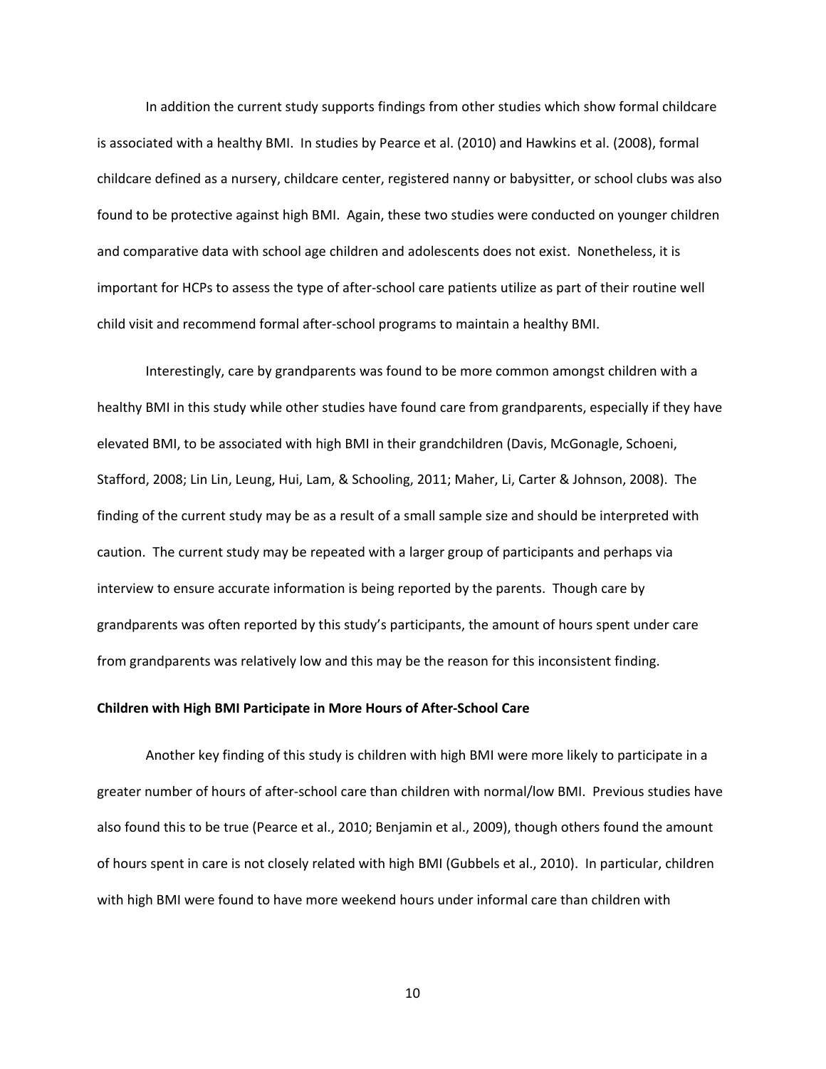In addition the current study supports findings from other studies which show formal childcare is associated with a healthy BMI. In studies by Pearce et al. (2010) and Hawkins et al. (2008), formal childcare defined as a nursery, childcare center, registered nanny or babysitter, or school clubs was also found to be protective against high BMI. Again, these two studies were conducted on younger children and comparative data with school age children and adolescents does not exist. Nonetheless, it is important for HCPs to assess the type of after-school care patients utilize as part of their routine well child visit and recommend formal after-school programs to maintain a healthy BMI.

Interestingly, care by grandparents was found to be more common amongst children with a healthy BMI in this study while other studies have found care from grandparents, especially if they have elevated BMI, to be associated with high BMI in their grandchildren (Davis, McGonagle, Schoeni, Stafford, 2008; Lin Lin, Leung, Hui, Lam, & Schooling, 2011; Maher, Li, Carter & Johnson, 2008). The finding of the current study may be as a result of a small sample size and should be interpreted with caution. The current study may be repeated with a larger group of participants and perhaps via interview to ensure accurate information is being reported by the parents. Though care by grandparents was often reported by this study's participants, the amount of hours spent under care from grandparents was relatively low and this may be the reason for this inconsistent finding.

**Children with High BMI Participate in More Hours of After-School Care**

Another key finding of this study is children with high BMI were more likely to participate in a greater number of hours of after-school care than children with normal/low BMI. Previous studies have also found this to be true (Pearce et al., 2010; Benjamin et al., 2009), though others found the amount of hours spent in care is not closely related with high BMI (Gubbels et al., 2010). In particular, children with high BMI were found to have more weekend hours under informal care than children with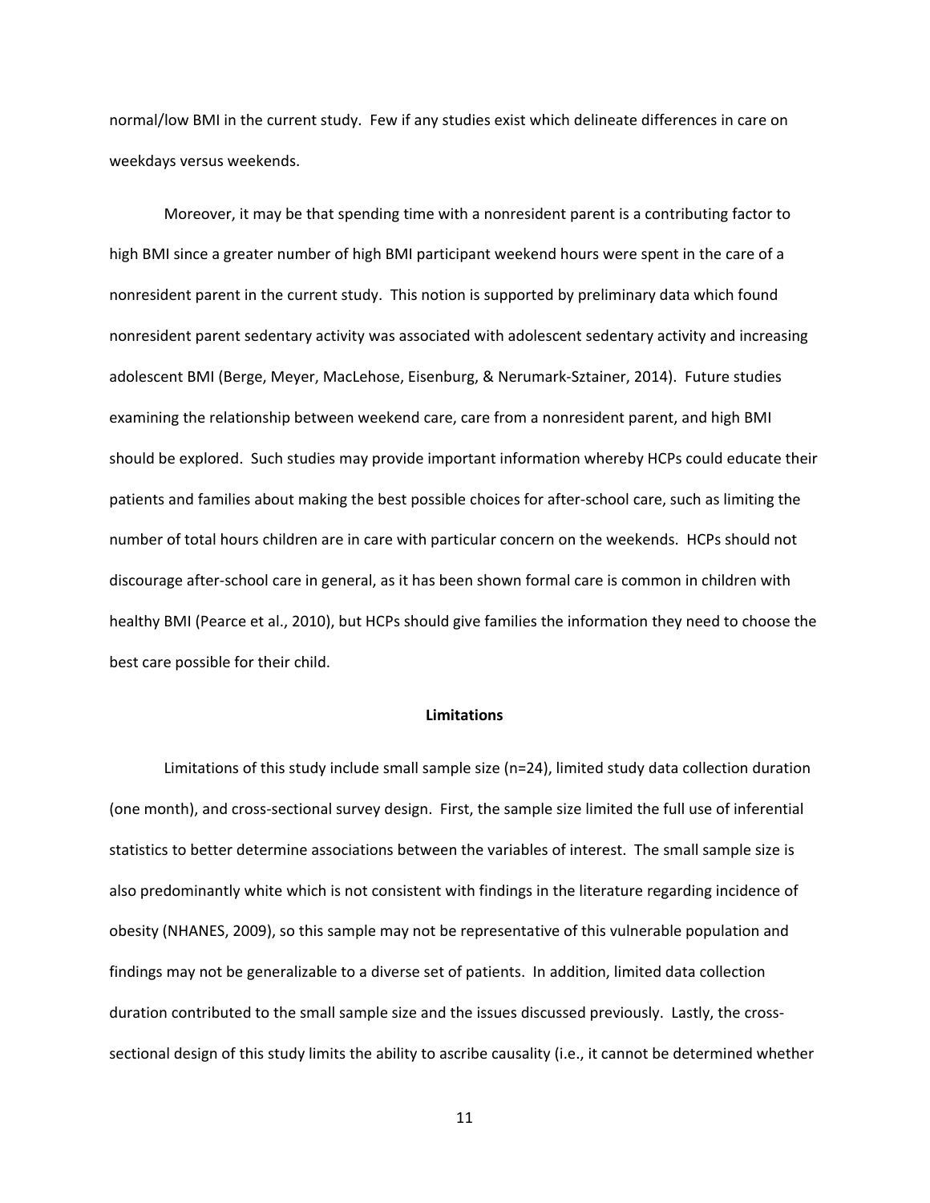normal/low BMI in the current study. Few if any studies exist which delineate differences in care on weekdays versus weekends.

Moreover, it may be that spending time with a nonresident parent is a contributing factor to high BMI since a greater number of high BMI participant weekend hours were spent in the care of a nonresident parent in the current study. This notion is supported by preliminary data which found nonresident parent sedentary activity was associated with adolescent sedentary activity and increasing adolescent BMI (Berge, Meyer, MacLehose, Eisenburg, & Nerumark-Sztainer, 2014). Future studies examining the relationship between weekend care, care from a nonresident parent, and high BMI should be explored. Such studies may provide important information whereby HCPs could educate their patients and families about making the best possible choices for after-school care, such as limiting the number of total hours children are in care with particular concern on the weekends. HCPs should not discourage after-school care in general, as it has been shown formal care is common in children with healthy BMI (Pearce et al., 2010), but HCPs should give families the information they need to choose the best care possible for their child.

**Limitations**

Limitations of this study include small sample size (n=24), limited study data collection duration (one month), and cross-sectional survey design. First, the sample size limited the full use of inferential statistics to better determine associations between the variables of interest. The small sample size is also predominantly white which is not consistent with findings in the literature regarding incidence of obesity (NHANES, 2009), so this sample may not be representative of this vulnerable population and findings may not be generalizable to a diverse set of patients. In addition, limited data collection duration contributed to the small sample size and the issues discussed previously. Lastly, the cross-sectional design of this study limits the ability to ascribe causality (i.e., it cannot be determined whether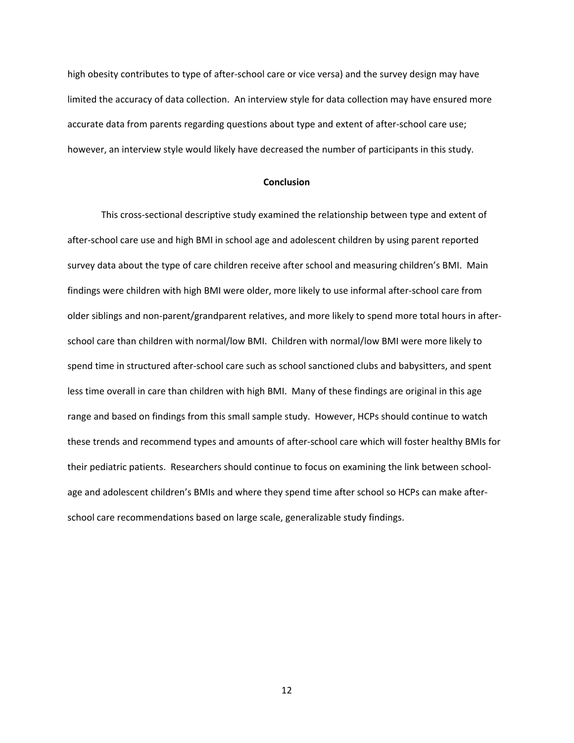high obesity contributes to type of after-school care or vice versa) and the survey design may have limited the accuracy of data collection. An interview style for data collection may have ensured more accurate data from parents regarding questions about type and extent of after-school care use; however, an interview style would likely have decreased the number of participants in this study.

## Conclusion

This cross-sectional descriptive study examined the relationship between type and extent of after-school care use and high BMI in school age and adolescent children by using parent reported survey data about the type of care children receive after school and measuring children's BMI. Main findings were children with high BMI were older, more likely to use informal after-school care from older siblings and non-parent/grandparent relatives, and more likely to spend more total hours in after-school care than children with normal/low BMI. Children with normal/low BMI were more likely to spend time in structured after-school care such as school sanctioned clubs and babysitters, and spent less time overall in care than children with high BMI. Many of these findings are original in this age range and based on findings from this small sample study. However, HCPs should continue to watch these trends and recommend types and amounts of after-school care which will foster healthy BMIs for their pediatric patients. Researchers should continue to focus on examining the link between school-age and adolescent children's BMIs and where they spend time after school so HCPs can make after-school care recommendations based on large scale, generalizable study findings.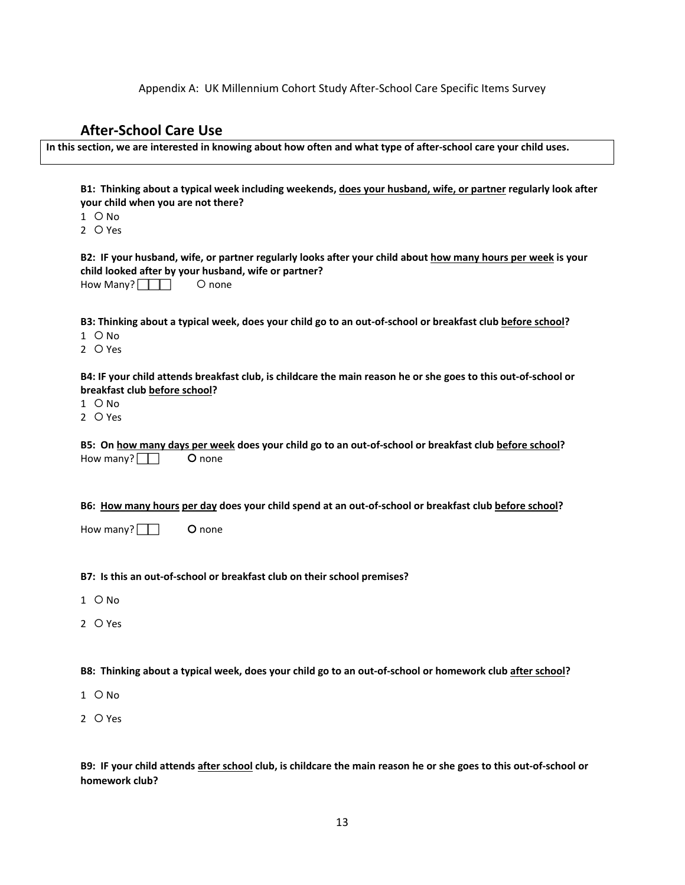Appendix A: UK Millennium Cohort Study After-School Care Specific Items Survey

## After-School Care Use

**In this section, we are interested in knowing about how often and what type of after-school care your child uses.**

**B1: Thinking about a typical week including weekends, <u>does your husband, wife, or partner</u> regularly look after your child when you are not there?**

1 ○ No
2 ○ Yes

**B2: IF your husband, wife, or partner regularly looks after your child about <u>how many hours per week</u> is your child looked after by your husband, wife or partner?**

How Many? ☐☐☐ ○ none

**B3: Thinking about a typical week, does your child go to an out-of-school or breakfast club <u>before school</u>?**

1 ○ No
2 ○ Yes

**B4: IF your child attends breakfast club, is childcare the main reason he or she goes to this out-of-school or breakfast club <u>before school</u>?**

1 ○ No
2 ○ Yes

**B5: On <u>how many days per week</u> does your child go to an out-of-school or breakfast club <u>before school</u>?**

How many? ☐☐ ○ none

**B6: <u>How many hours</u> <u>per day</u> does your child spend at an out-of-school or breakfast club <u>before school</u>?**

How many? ☐☐ ○ none

**B7: Is this an out-of-school or breakfast club on their school premises?**

1 ○ No

2 ○ Yes

**B8: Thinking about a typical week, does your child go to an out-of-school or homework club <u>after school</u>?**

1 ○ No

2 ○ Yes

**B9: IF your child attends <u>after school</u> club, is childcare the main reason he or she goes to this out-of-school or homework club?**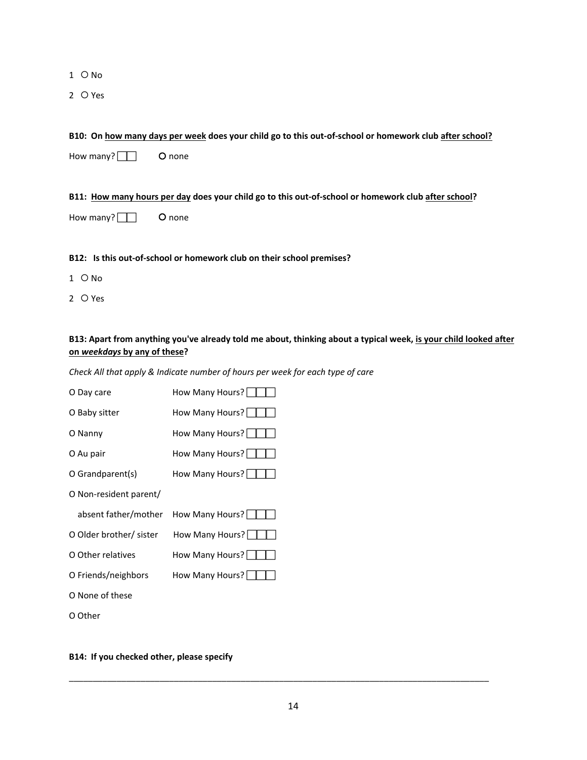1 O No

2 O Yes

**B10: On <u>how many days per week</u> does your child go to this out-of-school or homework club <u>after school?</u>**

How many? ☐☐  O none

**B11: <u>How many hours per day</u> does your child go to this out-of-school or homework club <u>after school</u>?**

How many? ☐☐  O none

**B12: Is this out-of-school or homework club on their school premises?**

1 O No

2 O Yes

**B13: Apart from anything you've already told me about, thinking about a typical week, <u>is your child looked after on *weekdays* by any of these</u>?**

*Check All that apply & Indicate number of hours per week for each type of care*

O Day care  How Many Hours? ☐☐☐

O Baby sitter  How Many Hours? ☐☐☐

O Nanny  How Many Hours? ☐☐☐

O Au pair  How Many Hours? ☐☐☐

O Grandparent(s)  How Many Hours? ☐☐☐

O Non-resident parent/ absent father/mother  How Many Hours? ☐☐☐

O Older brother/ sister  How Many Hours? ☐☐☐

O Other relatives  How Many Hours? ☐☐☐

O Friends/neighbors  How Many Hours? ☐☐☐

O None of these

O Other

**B14: If you checked other, please specify**

_______________________________________________________________________________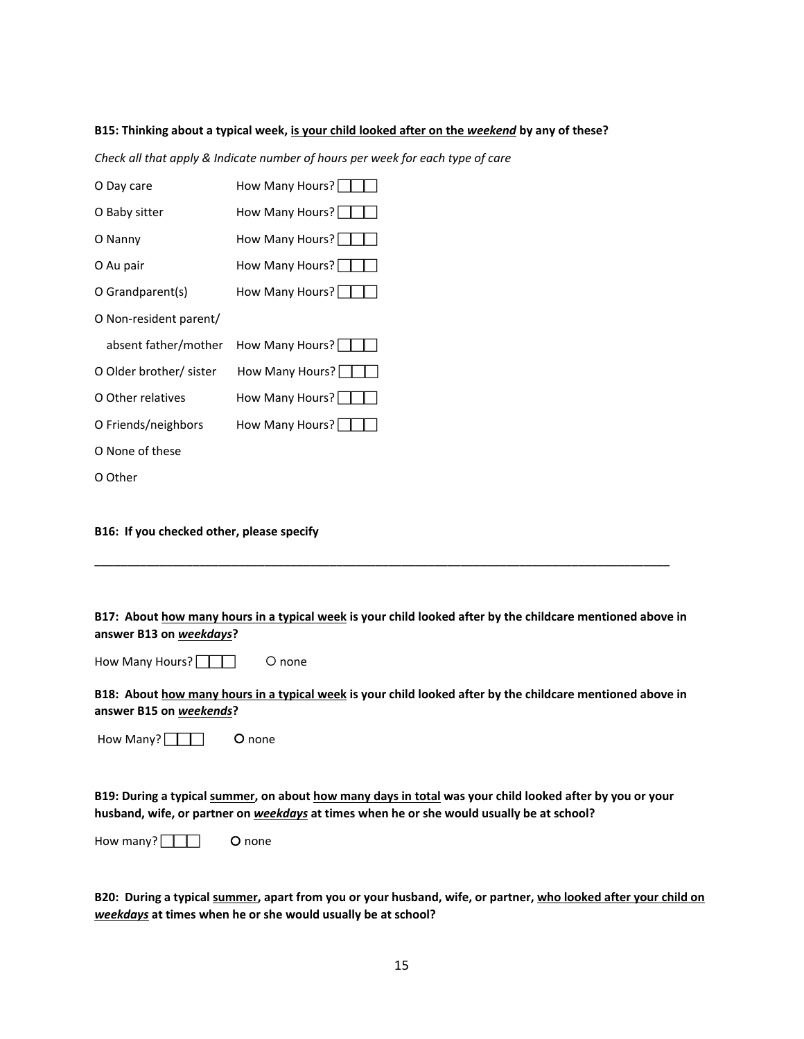**B15: Thinking about a typical week, <u>is your child looked after on the *weekend*</u> by any of these?**

*Check all that apply & Indicate number of hours per week for each type of care*

O Day care How Many Hours? ☐☐☐

O Baby sitter How Many Hours? ☐☐☐

O Nanny How Many Hours? ☐☐☐

O Au pair How Many Hours? ☐☐☐

O Grandparent(s) How Many Hours? ☐☐☐

O Non-resident parent/ absent father/mother How Many Hours? ☐☐☐

O Older brother/ sister How Many Hours? ☐☐☐

O Other relatives How Many Hours? ☐☐☐

O Friends/neighbors How Many Hours? ☐☐☐

O None of these

O Other

**B16: If you checked other, please specify**

___________________________________________________________________________________________

**B17: About <u>how many hours in a typical week</u> is your child looked after by the childcare mentioned above in answer B13 on <u>*weekdays*</u>?**

How Many Hours? ☐☐☐ O none

**B18: About <u>how many hours in a typical week</u> is your child looked after by the childcare mentioned above in answer B15 on <u>*weekends*</u>?**

How Many? ☐☐☐ O none

**B19: During a typical <u>summer</u>, on about <u>how many days in total</u> was your child looked after by you or your husband, wife, or partner on <u>*weekdays*</u> at times when he or she would usually be at school?**

How many? ☐☐☐ O none

**B20: During a typical <u>summer</u>, apart from you or your husband, wife, or partner, <u>who looked after your child on *weekdays*</u> at times when he or she would usually be at school?**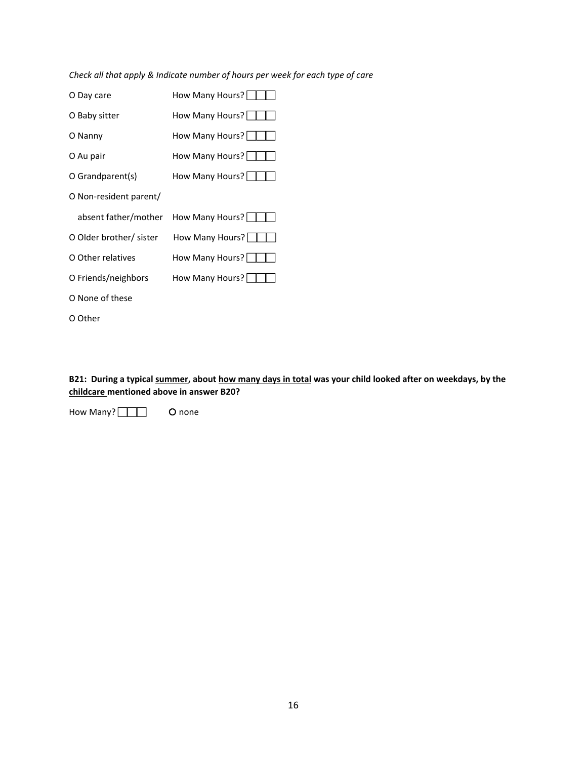*Check all that apply & Indicate number of hours per week for each type of care*

O Day care How Many Hours? ☐☐☐

O Baby sitter How Many Hours? ☐☐☐

O Nanny How Many Hours? ☐☐☐

O Au pair How Many Hours? ☐☐☐

O Grandparent(s) How Many Hours? ☐☐☐

O Non-resident parent/

absent father/mother How Many Hours? ☐☐☐

O Older brother/ sister How Many Hours? ☐☐☐

O Other relatives How Many Hours? ☐☐☐

O Friends/neighbors How Many Hours? ☐☐☐

O None of these

O Other

**B21: During a typical <u>summer</u>, about <u>how many days in total</u> was your child looked after on weekdays, by the <u>childcare</u> mentioned above in answer B20?**

How Many? ☐☐☐ O none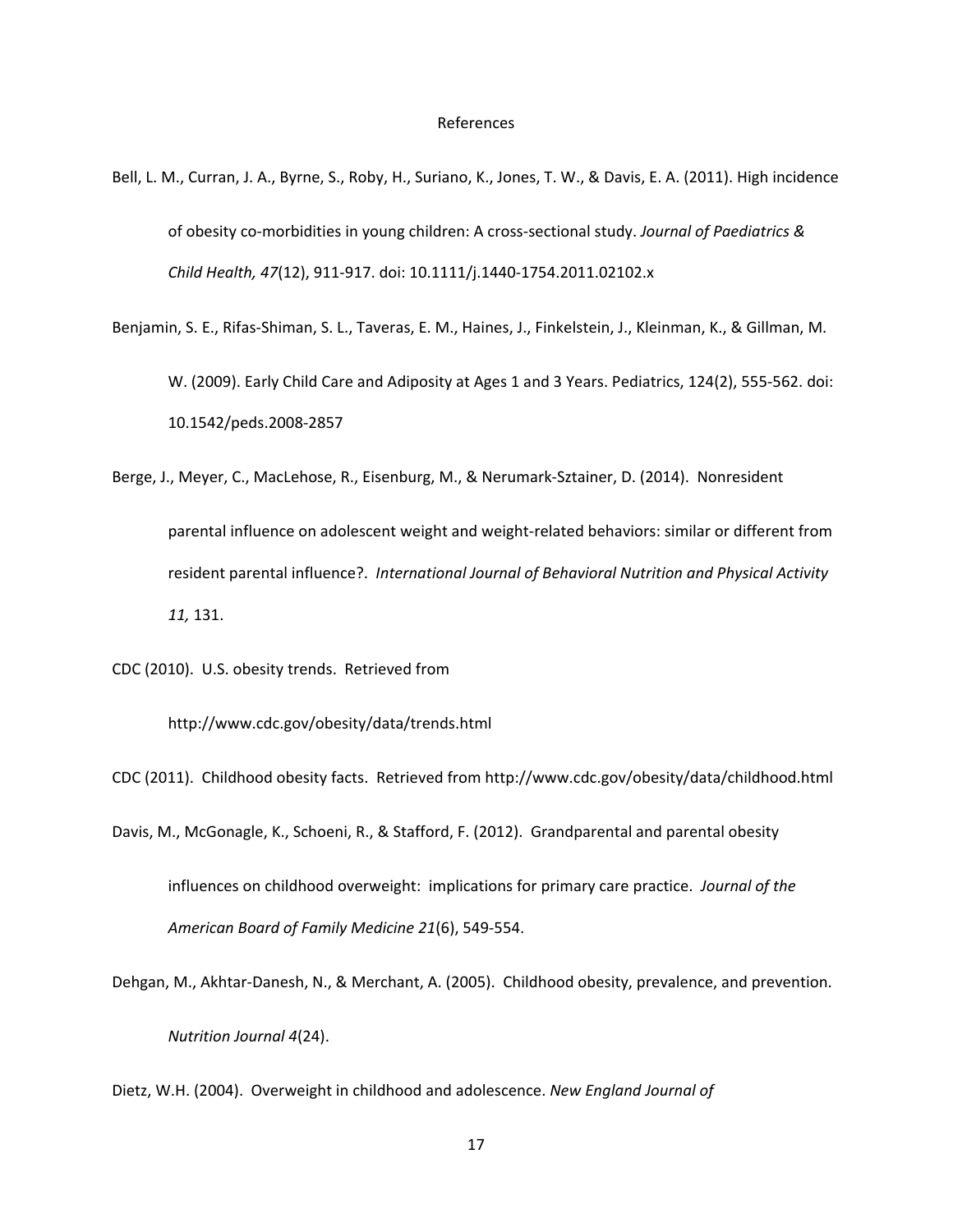# References

Bell, L. M., Curran, J. A., Byrne, S., Roby, H., Suriano, K., Jones, T. W., & Davis, E. A. (2011). High incidence of obesity co-morbidities in young children: A cross-sectional study. *Journal of Paediatrics & Child Health, 47*(12), 911-917. doi: 10.1111/j.1440-1754.2011.02102.x

Benjamin, S. E., Rifas-Shiman, S. L., Taveras, E. M., Haines, J., Finkelstein, J., Kleinman, K., & Gillman, M. W. (2009). Early Child Care and Adiposity at Ages 1 and 3 Years. Pediatrics, 124(2), 555-562. doi: 10.1542/peds.2008-2857

Berge, J., Meyer, C., MacLehose, R., Eisenburg, M., & Nerumark-Sztainer, D. (2014). Nonresident parental influence on adolescent weight and weight-related behaviors: similar or different from resident parental influence?. *International Journal of Behavioral Nutrition and Physical Activity 11,* 131.

CDC (2010). U.S. obesity trends. Retrieved from http://www.cdc.gov/obesity/data/trends.html

CDC (2011). Childhood obesity facts. Retrieved from http://www.cdc.gov/obesity/data/childhood.html

Davis, M., McGonagle, K., Schoeni, R., & Stafford, F. (2012). Grandparental and parental obesity influences on childhood overweight: implications for primary care practice. *Journal of the American Board of Family Medicine 21*(6), 549-554.

Dehgan, M., Akhtar-Danesh, N., & Merchant, A. (2005). Childhood obesity, prevalence, and prevention. *Nutrition Journal 4*(24).

Dietz, W.H. (2004). Overweight in childhood and adolescence. *New England Journal of*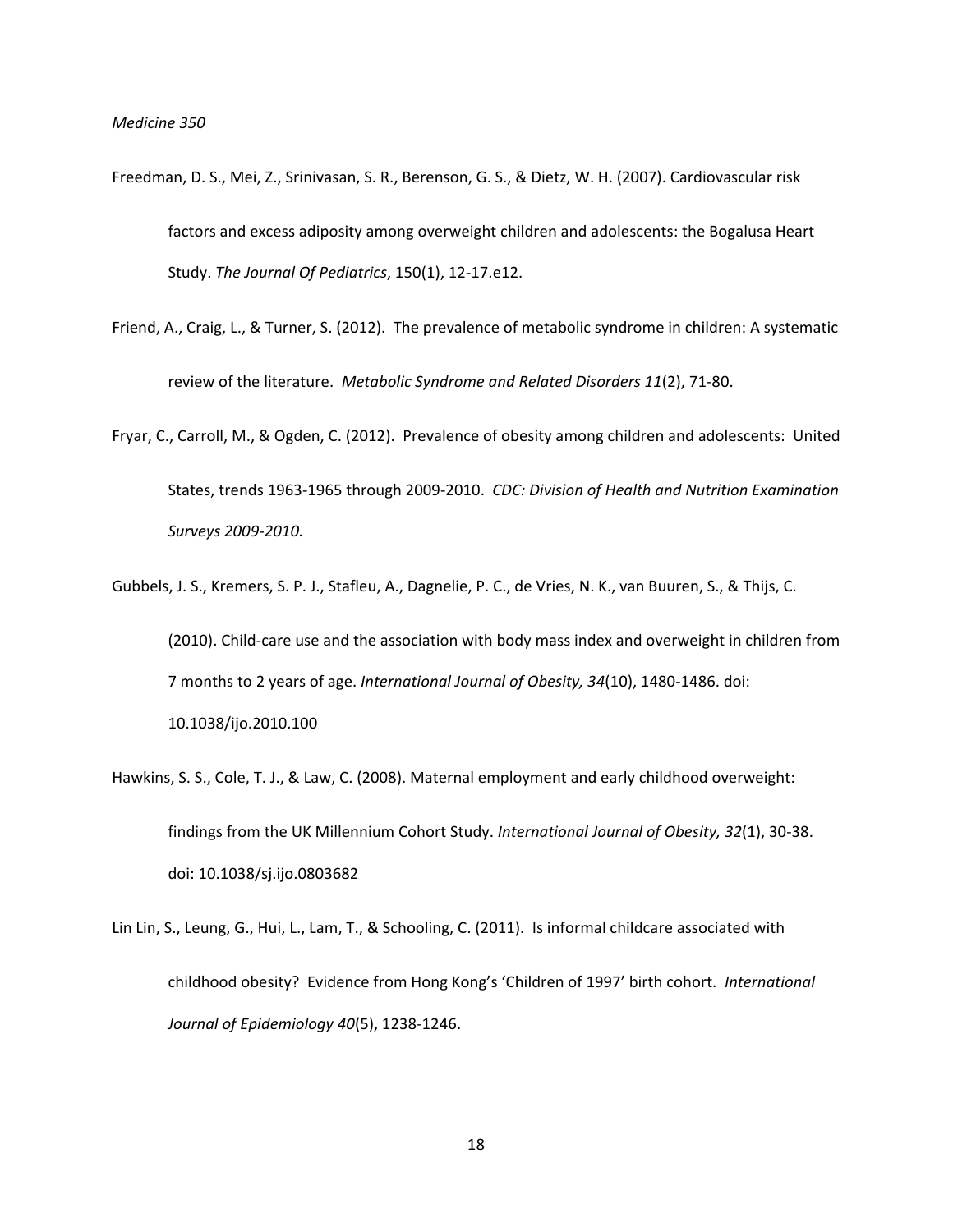*Medicine 350*

Freedman, D. S., Mei, Z., Srinivasan, S. R., Berenson, G. S., & Dietz, W. H. (2007). Cardiovascular risk factors and excess adiposity among overweight children and adolescents: the Bogalusa Heart Study. *The Journal Of Pediatrics*, 150(1), 12-17.e12.

Friend, A., Craig, L., & Turner, S. (2012). The prevalence of metabolic syndrome in children: A systematic review of the literature. *Metabolic Syndrome and Related Disorders 11*(2), 71-80.

Fryar, C., Carroll, M., & Ogden, C. (2012). Prevalence of obesity among children and adolescents: United States, trends 1963-1965 through 2009-2010. *CDC: Division of Health and Nutrition Examination Surveys 2009-2010.*

Gubbels, J. S., Kremers, S. P. J., Stafleu, A., Dagnelie, P. C., de Vries, N. K., van Buuren, S., & Thijs, C. (2010). Child-care use and the association with body mass index and overweight in children from 7 months to 2 years of age. *International Journal of Obesity, 34*(10), 1480-1486. doi: 10.1038/ijo.2010.100

Hawkins, S. S., Cole, T. J., & Law, C. (2008). Maternal employment and early childhood overweight: findings from the UK Millennium Cohort Study. *International Journal of Obesity, 32*(1), 30-38. doi: 10.1038/sj.ijo.0803682

Lin Lin, S., Leung, G., Hui, L., Lam, T., & Schooling, C. (2011). Is informal childcare associated with childhood obesity? Evidence from Hong Kong's 'Children of 1997' birth cohort. *International Journal of Epidemiology 40*(5), 1238-1246.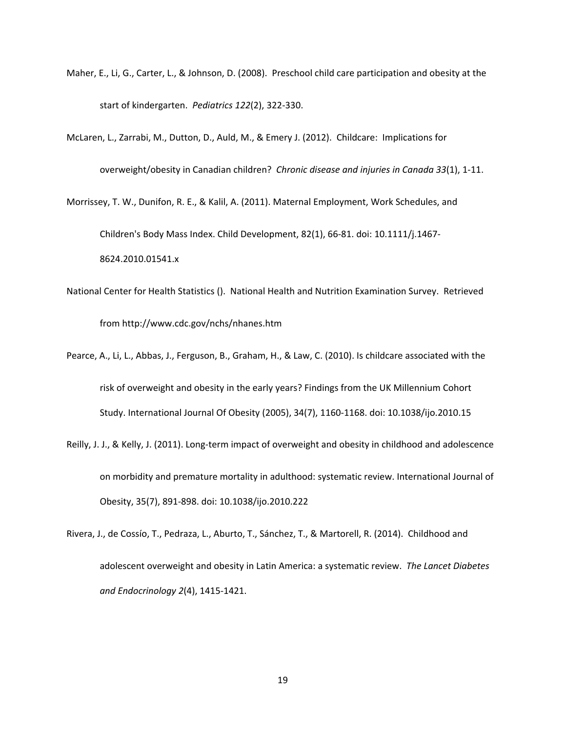Maher, E., Li, G., Carter, L., & Johnson, D. (2008). Preschool child care participation and obesity at the start of kindergarten. *Pediatrics 122*(2), 322-330.

McLaren, L., Zarrabi, M., Dutton, D., Auld, M., & Emery J. (2012). Childcare: Implications for overweight/obesity in Canadian children? *Chronic disease and injuries in Canada 33*(1), 1-11.

Morrissey, T. W., Dunifon, R. E., & Kalil, A. (2011). Maternal Employment, Work Schedules, and Children's Body Mass Index. Child Development, 82(1), 66-81. doi: 10.1111/j.1467-8624.2010.01541.x

National Center for Health Statistics (). National Health and Nutrition Examination Survey. Retrieved from http://www.cdc.gov/nchs/nhanes.htm

Pearce, A., Li, L., Abbas, J., Ferguson, B., Graham, H., & Law, C. (2010). Is childcare associated with the risk of overweight and obesity in the early years? Findings from the UK Millennium Cohort Study. International Journal Of Obesity (2005), 34(7), 1160-1168. doi: 10.1038/ijo.2010.15

Reilly, J. J., & Kelly, J. (2011). Long-term impact of overweight and obesity in childhood and adolescence on morbidity and premature mortality in adulthood: systematic review. International Journal of Obesity, 35(7), 891-898. doi: 10.1038/ijo.2010.222

Rivera, J., de Cossío, T., Pedraza, L., Aburto, T., Sánchez, T., & Martorell, R. (2014). Childhood and adolescent overweight and obesity in Latin America: a systematic review. *The Lancet Diabetes and Endocrinology 2*(4), 1415-1421.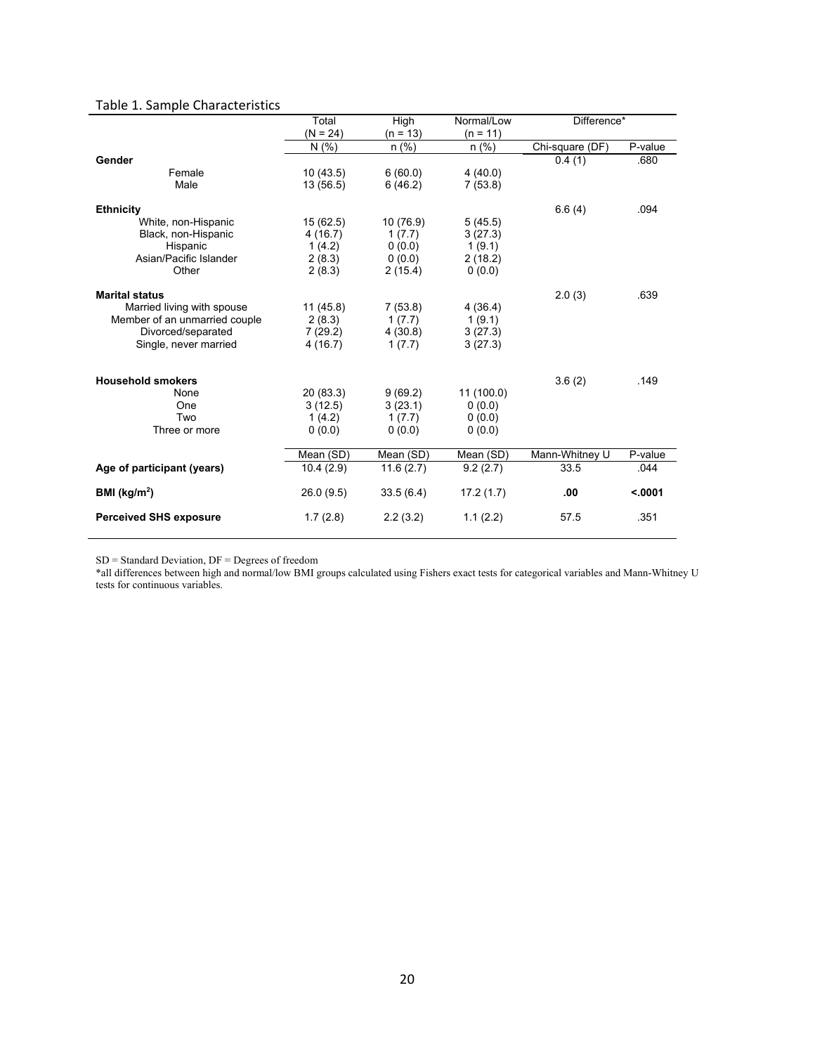Table 1. Sample Characteristics

| | Total (N = 24) | High (n = 13) | Normal/Low (n = 11) | Difference* | |
|---|---|---|---|---|---|
| | N (%) | n (%) | n (%) | Chi-square (DF) | P-value |
| **Gender** | | | | 0.4 (1) | .680 |
| Female | 10 (43.5) | 6 (60.0) | 4 (40.0) | | |
| Male | 13 (56.5) | 6 (46.2) | 7 (53.8) | | |
| **Ethnicity** | | | | 6.6 (4) | .094 |
| White, non-Hispanic | 15 (62.5) | 10 (76.9) | 5 (45.5) | | |
| Black, non-Hispanic | 4 (16.7) | 1 (7.7) | 3 (27.3) | | |
| Hispanic | 1 (4.2) | 0 (0.0) | 1 (9.1) | | |
| Asian/Pacific Islander | 2 (8.3) | 0 (0.0) | 2 (18.2) | | |
| Other | 2 (8.3) | 2 (15.4) | 0 (0.0) | | |
| **Marital status** | | | | 2.0 (3) | .639 |
| Married living with spouse | 11 (45.8) | 7 (53.8) | 4 (36.4) | | |
| Member of an unmarried couple | 2 (8.3) | 1 (7.7) | 1 (9.1) | | |
| Divorced/separated | 7 (29.2) | 4 (30.8) | 3 (27.3) | | |
| Single, never married | 4 (16.7) | 1 (7.7) | 3 (27.3) | | |
| **Household smokers** | | | | 3.6 (2) | .149 |
| None | 20 (83.3) | 9 (69.2) | 11 (100.0) | | |
| One | 3 (12.5) | 3 (23.1) | 0 (0.0) | | |
| Two | 1 (4.2) | 1 (7.7) | 0 (0.0) | | |
| Three or more | 0 (0.0) | 0 (0.0) | 0 (0.0) | | |
| | Mean (SD) | Mean (SD) | Mean (SD) | Mann-Whitney U | P-value |
| **Age of participant (years)** | 10.4 (2.9) | 11.6 (2.7) | 9.2 (2.7) | 33.5 | .044 |
| **BMI ($kg/m^2$)** | 26.0 (9.5) | 33.5 (6.4) | 17.2 (1.7) | **.00** | **<.0001** |
| **Perceived SHS exposure** | 1.7 (2.8) | 2.2 (3.2) | 1.1 (2.2) | 57.5 | .351 |

SD = Standard Deviation, DF = Degrees of freedom

*all differences between high and normal/low BMI groups calculated using Fishers exact tests for categorical variables and Mann-Whitney U tests for continuous variables.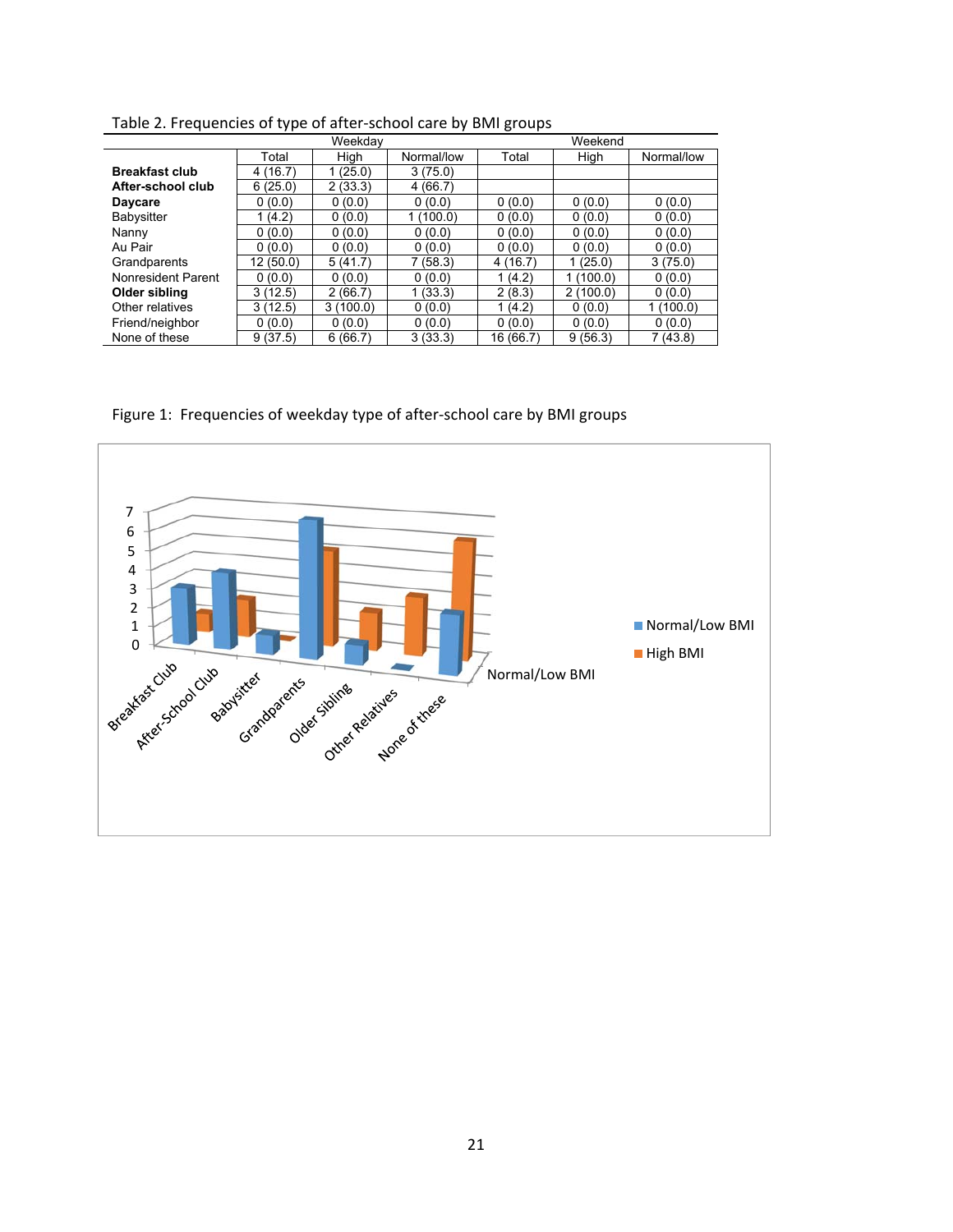Table 2. Frequencies of type of after-school care by BMI groups

| | Weekday | | | Weekend | | |
|---|---|---|---|---|---|---|
| | Total | High | Normal/low | Total | High | Normal/low |
| **Breakfast club** | 4 (16.7) | 1 (25.0) | 3 (75.0) | | | |
| **After-school club** | 6 (25.0) | 2 (33.3) | 4 (66.7) | | | |
| **Daycare** | 0 (0.0) | 0 (0.0) | 0 (0.0) | 0 (0.0) | 0 (0.0) | 0 (0.0) |
| Babysitter | 1 (4.2) | 0 (0.0) | 1 (100.0) | 0 (0.0) | 0 (0.0) | 0 (0.0) |
| Nanny | 0 (0.0) | 0 (0.0) | 0 (0.0) | 0 (0.0) | 0 (0.0) | 0 (0.0) |
| Au Pair | 0 (0.0) | 0 (0.0) | 0 (0.0) | 0 (0.0) | 0 (0.0) | 0 (0.0) |
| Grandparents | 12 (50.0) | 5 (41.7) | 7 (58.3) | 4 (16.7) | 1 (25.0) | 3 (75.0) |
| Nonresident Parent | 0 (0.0) | 0 (0.0) | 0 (0.0) | 1 (4.2) | 1 (100.0) | 0 (0.0) |
| **Older sibling** | 3 (12.5) | 2 (66.7) | 1 (33.3) | 2 (8.3) | 2 (100.0) | 0 (0.0) |
| Other relatives | 3 (12.5) | 3 (100.0) | 0 (0.0) | 1 (4.2) | 0 (0.0) | 1 (100.0) |
| Friend/neighbor | 0 (0.0) | 0 (0.0) | 0 (0.0) | 0 (0.0) | 0 (0.0) | 0 (0.0) |
| None of these | 9 (37.5) | 6 (66.7) | 3 (33.3) | 16 (66.7) | 9 (56.3) | 7 (43.8) |

Figure 1: Frequencies of weekday type of after-school care by BMI groups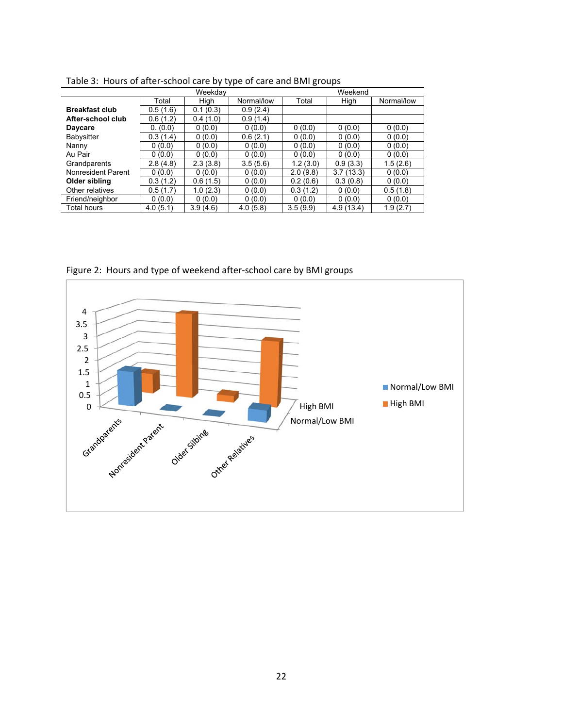Table 3: Hours of after-school care by type of care and BMI groups

| | Weekday | | | Weekend | | |
|---|---|---|---|---|---|---|
| | Total | High | Normal/low | Total | High | Normal/low |
| **Breakfast club** | 0.5 (1.6) | 0.1 (0.3) | 0.9 (2.4) | | | |
| **After-school club** | 0.6 (1.2) | 0.4 (1.0) | 0.9 (1.4) | | | |
| **Daycare** | 0. (0.0) | 0 (0.0) | 0 (0.0) | 0 (0.0) | 0 (0.0) | 0 (0.0) |
| Babysitter | 0.3 (1.4) | 0 (0.0) | 0.6 (2.1) | 0 (0.0) | 0 (0.0) | 0 (0.0) |
| Nanny | 0 (0.0) | 0 (0.0) | 0 (0.0) | 0 (0.0) | 0 (0.0) | 0 (0.0) |
| Au Pair | 0 (0.0) | 0 (0.0) | 0 (0.0) | 0 (0.0) | 0 (0.0) | 0 (0.0) |
| Grandparents | 2.8 (4.8) | 2.3 (3.8) | 3.5 (5.6) | 1.2 (3.0) | 0.9 (3.3) | 1.5 (2.6) |
| Nonresident Parent | 0 (0.0) | 0 (0.0) | 0 (0.0) | 2.0 (9.8) | 3.7 (13.3) | 0 (0.0) |
| **Older sibling** | 0.3 (1.2) | 0.6 (1.5) | 0 (0.0) | 0.2 (0.6) | 0.3 (0.8) | 0 (0.0) |
| Other relatives | 0.5 (1.7) | 1.0 (2.3) | 0 (0.0) | 0.3 (1.2) | 0 (0.0) | 0.5 (1.8) |
| Friend/neighbor | 0 (0.0) | 0 (0.0) | 0 (0.0) | 0 (0.0) | 0 (0.0) | 0 (0.0) |
| Total hours | 4.0 (5.1) | 3.9 (4.6) | 4.0 (5.8) | 3.5 (9.9) | 4.9 (13.4) | 1.9 (2.7) |

Figure 2: Hours and type of weekend after-school care by BMI groups

4
3.5
3
2.5
2
1.5
1
0.5
0

Grandparents
Nonresident Parent
Older Silbing
Other Relatives

High BMI
Normal/Low BMI

Normal/Low BMI
High BMI